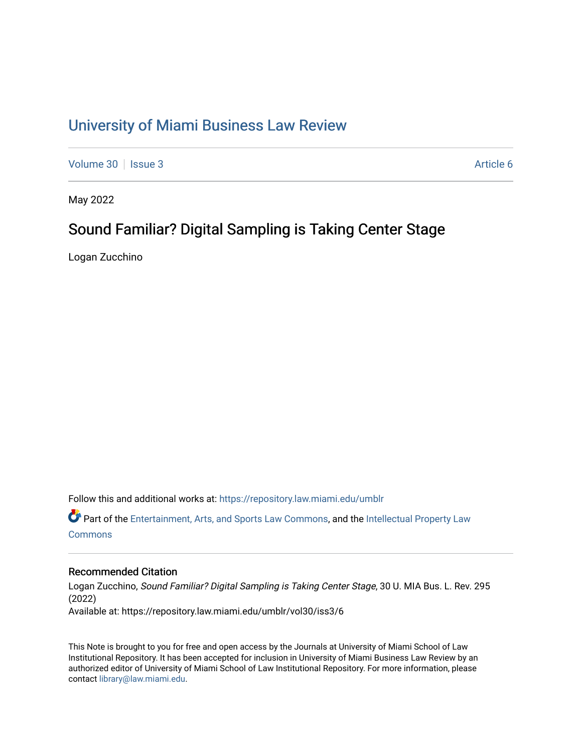# University of Miami Business Law Review

Volume 30 | Issue 3 — Article 6

May 2022

## Sound Familiar? Digital Sampling is Taking Center Stage

Logan Zucchino

Follow this and additional works at: https://repository.law.miami.edu/umblr

Part of the Entertainment, Arts, and Sports Law Commons, and the Intellectual Property Law Commons

### Recommended Citation

Logan Zucchino, *Sound Familiar? Digital Sampling is Taking Center Stage*, 30 U. MIA Bus. L. Rev. 295 (2022)
Available at: https://repository.law.miami.edu/umblr/vol30/iss3/6

This Note is brought to you for free and open access by the Journals at University of Miami School of Law Institutional Repository. It has been accepted for inclusion in University of Miami Business Law Review by an authorized editor of University of Miami School of Law Institutional Repository. For more information, please contact library@law.miami.edu.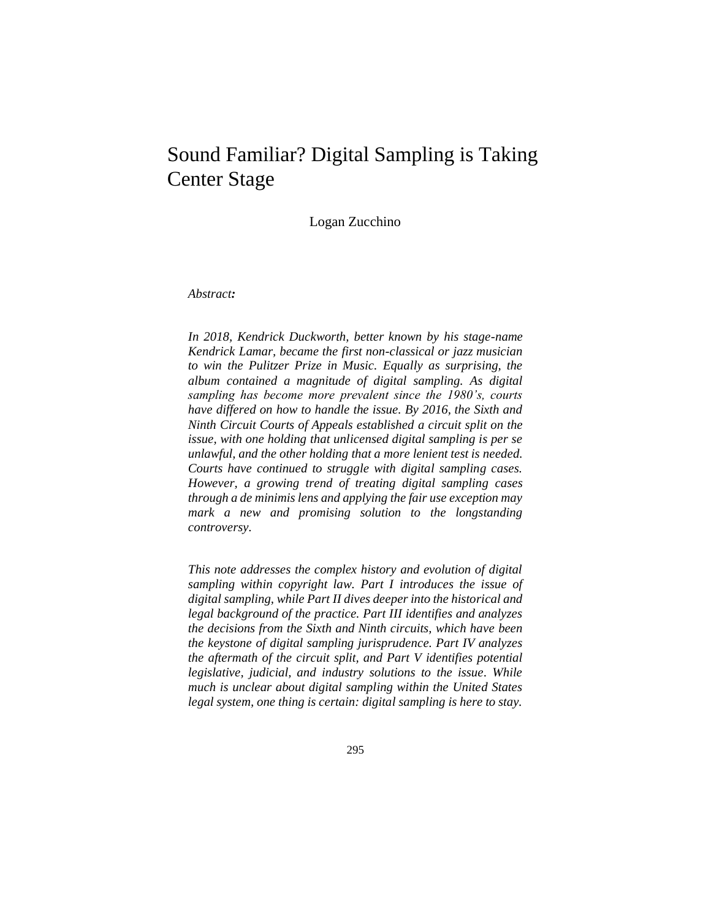# Sound Familiar? Digital Sampling is Taking Center Stage

Logan Zucchino

*Abstract:*

*In 2018, Kendrick Duckworth, better known by his stage-name Kendrick Lamar, became the first non-classical or jazz musician to win the Pulitzer Prize in Music. Equally as surprising, the album contained a magnitude of digital sampling. As digital sampling has become more prevalent since the 1980's, courts have differed on how to handle the issue. By 2016, the Sixth and Ninth Circuit Courts of Appeals established a circuit split on the issue, with one holding that unlicensed digital sampling is per se unlawful, and the other holding that a more lenient test is needed. Courts have continued to struggle with digital sampling cases. However, a growing trend of treating digital sampling cases through a de minimis lens and applying the fair use exception may mark a new and promising solution to the longstanding controversy.*

*This note addresses the complex history and evolution of digital sampling within copyright law. Part I introduces the issue of digital sampling, while Part II dives deeper into the historical and legal background of the practice. Part III identifies and analyzes the decisions from the Sixth and Ninth circuits, which have been the keystone of digital sampling jurisprudence. Part IV analyzes the aftermath of the circuit split, and Part V identifies potential legislative, judicial, and industry solutions to the issue. While much is unclear about digital sampling within the United States legal system, one thing is certain: digital sampling is here to stay.*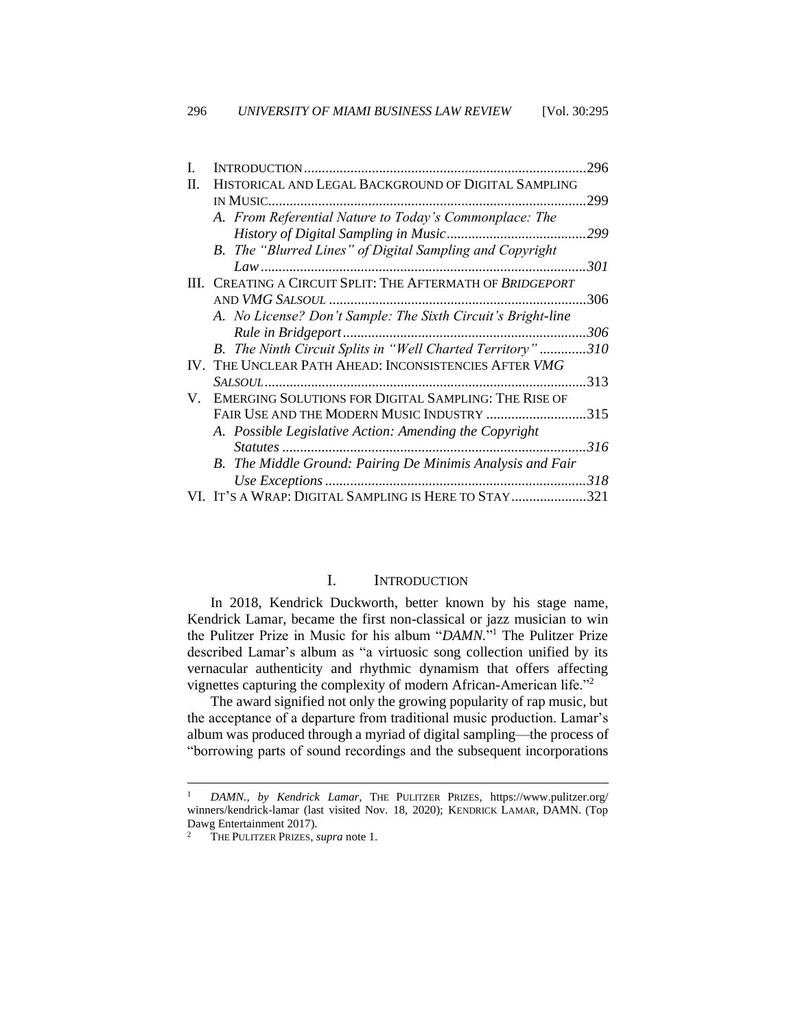| | | |
|---|---|---|
| I. | INTRODUCTION | 296 |
| II. | HISTORICAL AND LEGAL BACKGROUND OF DIGITAL SAMPLING IN MUSIC | 299 |
| | *A. From Referential Nature to Today's Commonplace: The History of Digital Sampling in Music* | *299* |
| | *B. The "Blurred Lines" of Digital Sampling and Copyright Law* | *301* |
| III. | CREATING A CIRCUIT SPLIT: THE AFTERMATH OF *BRIDGEPORT* AND *VMG SALSOUL* | 306 |
| | *A. No License? Don't Sample: The Sixth Circuit's Bright-line Rule in Bridgeport* | *306* |
| | *B. The Ninth Circuit Splits in "Well Charted Territory"* | *310* |
| IV. | THE UNCLEAR PATH AHEAD: INCONSISTENCIES AFTER *VMG SALSOUL* | 313 |
| V. | EMERGING SOLUTIONS FOR DIGITAL SAMPLING: THE RISE OF FAIR USE AND THE MODERN MUSIC INDUSTRY | 315 |
| | *A. Possible Legislative Action: Amending the Copyright Statutes* | *316* |
| | *B. The Middle Ground: Pairing De Minimis Analysis and Fair Use Exceptions* | *318* |
| VI. | IT'S A WRAP: DIGITAL SAMPLING IS HERE TO STAY | 321 |

# I. INTRODUCTION

In 2018, Kendrick Duckworth, better known by his stage name, Kendrick Lamar, became the first non-classical or jazz musician to win the Pulitzer Prize in Music for his album "*DAMN.*"[1] The Pulitzer Prize described Lamar's album as "a virtuosic song collection unified by its vernacular authenticity and rhythmic dynamism that offers affecting vignettes capturing the complexity of modern African-American life."[2]

The award signified not only the growing popularity of rap music, but the acceptance of a departure from traditional music production. Lamar's album was produced through a myriad of digital sampling—the process of "borrowing parts of sound recordings and the subsequent incorporations

---

[1] *DAMN., by Kendrick Lamar*, THE PULITZER PRIZES, https://www.pulitzer.org/winners/kendrick-lamar (last visited Nov. 18, 2020); KENDRICK LAMAR, DAMN. (Top Dawg Entertainment 2017).

[2] THE PULITZER PRIZES, *supra* note 1.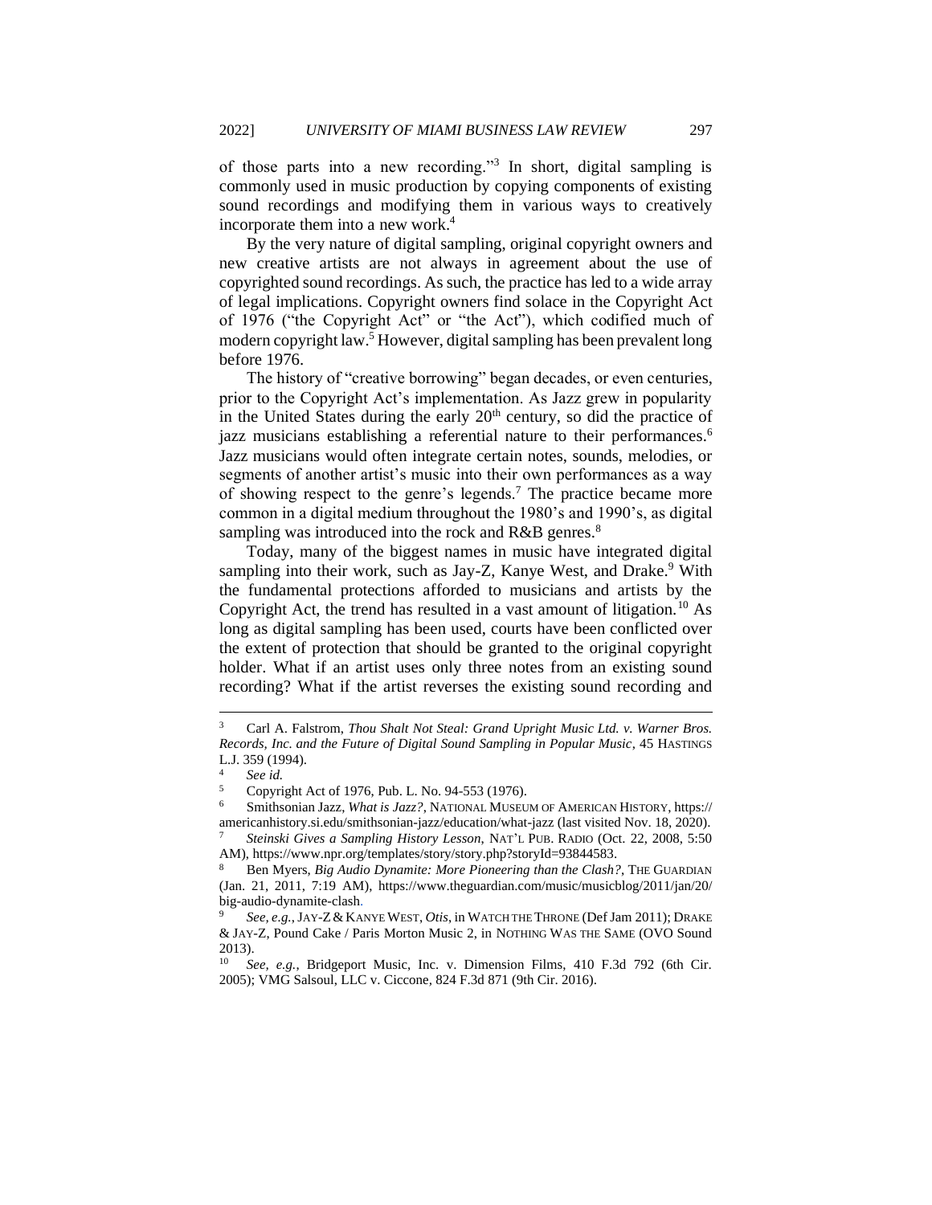of those parts into a new recording."[3] In short, digital sampling is commonly used in music production by copying components of existing sound recordings and modifying them in various ways to creatively incorporate them into a new work.[4]

By the very nature of digital sampling, original copyright owners and new creative artists are not always in agreement about the use of copyrighted sound recordings. As such, the practice has led to a wide array of legal implications. Copyright owners find solace in the Copyright Act of 1976 ("the Copyright Act" or "the Act"), which codified much of modern copyright law.[5] However, digital sampling has been prevalent long before 1976.

The history of "creative borrowing" began decades, or even centuries, prior to the Copyright Act's implementation. As Jazz grew in popularity in the United States during the early 20th century, so did the practice of jazz musicians establishing a referential nature to their performances.[6] Jazz musicians would often integrate certain notes, sounds, melodies, or segments of another artist's music into their own performances as a way of showing respect to the genre's legends.[7] The practice became more common in a digital medium throughout the 1980's and 1990's, as digital sampling was introduced into the rock and R&B genres.[8]

Today, many of the biggest names in music have integrated digital sampling into their work, such as Jay-Z, Kanye West, and Drake.[9] With the fundamental protections afforded to musicians and artists by the Copyright Act, the trend has resulted in a vast amount of litigation.[10] As long as digital sampling has been used, courts have been conflicted over the extent of protection that should be granted to the original copyright holder. What if an artist uses only three notes from an existing sound recording? What if the artist reverses the existing sound recording and

---

[3] Carl A. Falstrom, *Thou Shalt Not Steal: Grand Upright Music Ltd. v. Warner Bros. Records, Inc. and the Future of Digital Sound Sampling in Popular Music*, 45 HASTINGS L.J. 359 (1994).

[4] *See id.*

[5] Copyright Act of 1976, Pub. L. No. 94-553 (1976).

[6] Smithsonian Jazz, *What is Jazz?*, NATIONAL MUSEUM OF AMERICAN HISTORY, https://americanhistory.si.edu/smithsonian-jazz/education/what-jazz (last visited Nov. 18, 2020).

[7] *Steinski Gives a Sampling History Lesson*, NAT'L PUB. RADIO (Oct. 22, 2008, 5:50 AM), https://www.npr.org/templates/story/story.php?storyId=93844583.

[8] Ben Myers, *Big Audio Dynamite: More Pioneering than the Clash?*, THE GUARDIAN (Jan. 21, 2011, 7:19 AM), https://www.theguardian.com/music/musicblog/2011/jan/20/big-audio-dynamite-clash.

[9] *See, e.g.*, JAY-Z & KANYE WEST, *Otis*, in WATCH THE THRONE (Def Jam 2011); DRAKE & JAY-Z, Pound Cake / Paris Morton Music 2, in NOTHING WAS THE SAME (OVO Sound 2013).

[10] *See, e.g.*, Bridgeport Music, Inc. v. Dimension Films, 410 F.3d 792 (6th Cir. 2005); VMG Salsoul, LLC v. Ciccone, 824 F.3d 871 (9th Cir. 2016).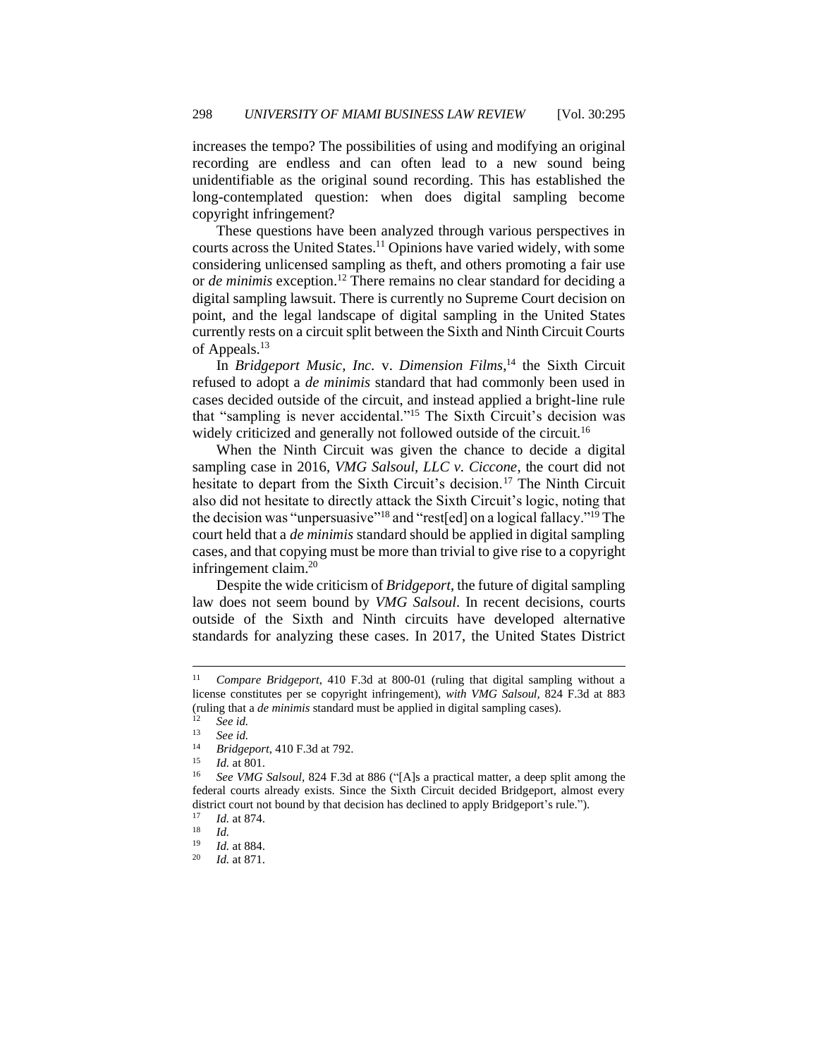increases the tempo? The possibilities of using and modifying an original recording are endless and can often lead to a new sound being unidentifiable as the original sound recording. This has established the long-contemplated question: when does digital sampling become copyright infringement?

These questions have been analyzed through various perspectives in courts across the United States.[11] Opinions have varied widely, with some considering unlicensed sampling as theft, and others promoting a fair use or *de minimis* exception.[12] There remains no clear standard for deciding a digital sampling lawsuit. There is currently no Supreme Court decision on point, and the legal landscape of digital sampling in the United States currently rests on a circuit split between the Sixth and Ninth Circuit Courts of Appeals.[13]

In *Bridgeport Music, Inc.* v. *Dimension Films*,[14] the Sixth Circuit refused to adopt a *de minimis* standard that had commonly been used in cases decided outside of the circuit, and instead applied a bright-line rule that "sampling is never accidental."[15] The Sixth Circuit's decision was widely criticized and generally not followed outside of the circuit.[16]

When the Ninth Circuit was given the chance to decide a digital sampling case in 2016, *VMG Salsoul, LLC v. Ciccone*, the court did not hesitate to depart from the Sixth Circuit's decision.[17] The Ninth Circuit also did not hesitate to directly attack the Sixth Circuit's logic, noting that the decision was "unpersuasive"[18] and "rest[ed] on a logical fallacy."[19] The court held that a *de minimis* standard should be applied in digital sampling cases, and that copying must be more than trivial to give rise to a copyright infringement claim.[20]

Despite the wide criticism of *Bridgeport*, the future of digital sampling law does not seem bound by *VMG Salsoul*. In recent decisions, courts outside of the Sixth and Ninth circuits have developed alternative standards for analyzing these cases. In 2017, the United States District

---

[11] *Compare Bridgeport*, 410 F.3d at 800-01 (ruling that digital sampling without a license constitutes per se copyright infringement), *with VMG Salsoul*, 824 F.3d at 883 (ruling that a *de minimis* standard must be applied in digital sampling cases).

[12] *See id.*

[13] *See id.*

[14] *Bridgeport*, 410 F.3d at 792.

[15] *Id.* at 801.

[16] *See VMG Salsoul*, 824 F.3d at 886 ("[A]s a practical matter, a deep split among the federal courts already exists. Since the Sixth Circuit decided Bridgeport, almost every district court not bound by that decision has declined to apply Bridgeport's rule.").

[17] *Id.* at 874.

[18] *Id.*

[19] *Id.* at 884.

[20] *Id.* at 871.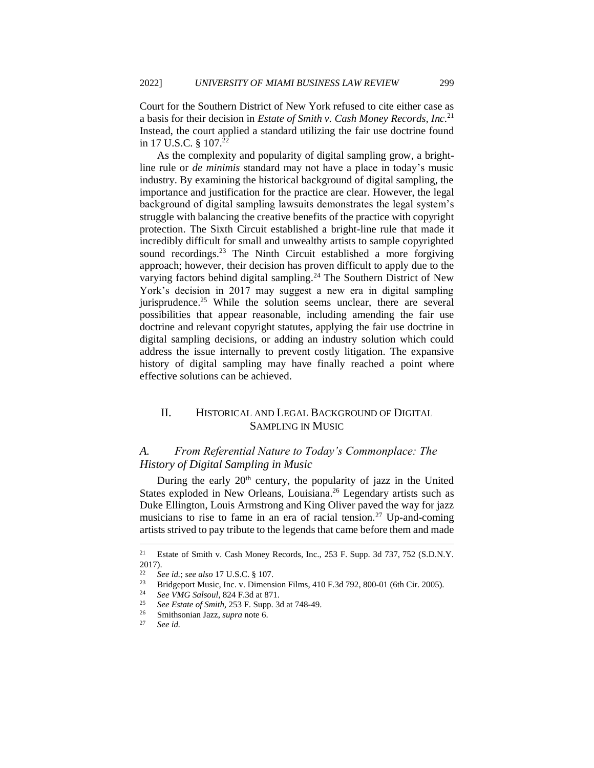Court for the Southern District of New York refused to cite either case as a basis for their decision in *Estate of Smith v. Cash Money Records, Inc.*[21] Instead, the court applied a standard utilizing the fair use doctrine found in 17 U.S.C. § 107.[22]

As the complexity and popularity of digital sampling grow, a bright-line rule or *de minimis* standard may not have a place in today's music industry. By examining the historical background of digital sampling, the importance and justification for the practice are clear. However, the legal background of digital sampling lawsuits demonstrates the legal system's struggle with balancing the creative benefits of the practice with copyright protection. The Sixth Circuit established a bright-line rule that made it incredibly difficult for small and unwealthy artists to sample copyrighted sound recordings.[23] The Ninth Circuit established a more forgiving approach; however, their decision has proven difficult to apply due to the varying factors behind digital sampling.[24] The Southern District of New York's decision in 2017 may suggest a new era in digital sampling jurisprudence.[25] While the solution seems unclear, there are several possibilities that appear reasonable, including amending the fair use doctrine and relevant copyright statutes, applying the fair use doctrine in digital sampling decisions, or adding an industry solution which could address the issue internally to prevent costly litigation. The expansive history of digital sampling may have finally reached a point where effective solutions can be achieved.

## II. HISTORICAL AND LEGAL BACKGROUND OF DIGITAL SAMPLING IN MUSIC

### *A. From Referential Nature to Today's Commonplace: The History of Digital Sampling in Music*

During the early 20th century, the popularity of jazz in the United States exploded in New Orleans, Louisiana.[26] Legendary artists such as Duke Ellington, Louis Armstrong and King Oliver paved the way for jazz musicians to rise to fame in an era of racial tension.[27] Up-and-coming artists strived to pay tribute to the legends that came before them and made

---

[21] Estate of Smith v. Cash Money Records, Inc., 253 F. Supp. 3d 737, 752 (S.D.N.Y. 2017).

[22] *See id.*; *see also* 17 U.S.C. § 107.

[23] Bridgeport Music, Inc. v. Dimension Films, 410 F.3d 792, 800-01 (6th Cir. 2005).

[24] *See VMG Salsoul*, 824 F.3d at 871.

[25] *See Estate of Smith*, 253 F. Supp. 3d at 748-49.

[26] Smithsonian Jazz, *supra* note 6.

[27] *See id.*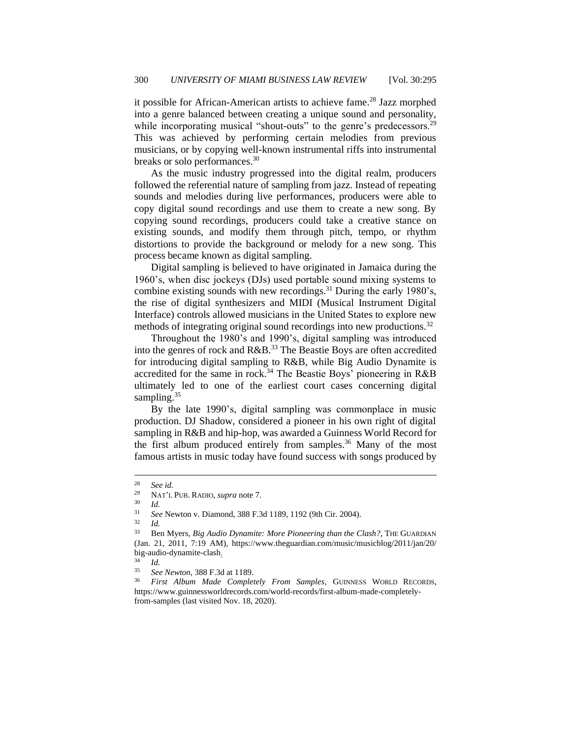it possible for African-American artists to achieve fame.[28] Jazz morphed into a genre balanced between creating a unique sound and personality, while incorporating musical "shout-outs" to the genre's predecessors.[29] This was achieved by performing certain melodies from previous musicians, or by copying well-known instrumental riffs into instrumental breaks or solo performances.[30]

As the music industry progressed into the digital realm, producers followed the referential nature of sampling from jazz. Instead of repeating sounds and melodies during live performances, producers were able to copy digital sound recordings and use them to create a new song. By copying sound recordings, producers could take a creative stance on existing sounds, and modify them through pitch, tempo, or rhythm distortions to provide the background or melody for a new song. This process became known as digital sampling.

Digital sampling is believed to have originated in Jamaica during the 1960's, when disc jockeys (DJs) used portable sound mixing systems to combine existing sounds with new recordings.[31] During the early 1980's, the rise of digital synthesizers and MIDI (Musical Instrument Digital Interface) controls allowed musicians in the United States to explore new methods of integrating original sound recordings into new productions.[32]

Throughout the 1980's and 1990's, digital sampling was introduced into the genres of rock and R&B.[33] The Beastie Boys are often accredited for introducing digital sampling to R&B, while Big Audio Dynamite is accredited for the same in rock.[34] The Beastie Boys' pioneering in R&B ultimately led to one of the earliest court cases concerning digital sampling.[35]

By the late 1990's, digital sampling was commonplace in music production. DJ Shadow, considered a pioneer in his own right of digital sampling in R&B and hip-hop, was awarded a Guinness World Record for the first album produced entirely from samples.[36] Many of the most famous artists in music today have found success with songs produced by

---

[28] *See id.*

[29] NAT'L PUB. RADIO, *supra* note 7.

[30] *Id.*

[31] *See* Newton v. Diamond, 388 F.3d 1189, 1192 (9th Cir. 2004).

[32] *Id.*

[33] Ben Myers, *Big Audio Dynamite: More Pioneering than the Clash?*, THE GUARDIAN (Jan. 21, 2011, 7:19 AM), https://www.theguardian.com/music/musicblog/2011/jan/20/big-audio-dynamite-clash.

[34] *Id.*

[35] *See Newton*, 388 F.3d at 1189.

[36] *First Album Made Completely From Samples*, GUINNESS WORLD RECORDS, https://www.guinnessworldrecords.com/world-records/first-album-made-completely-from-samples (last visited Nov. 18, 2020).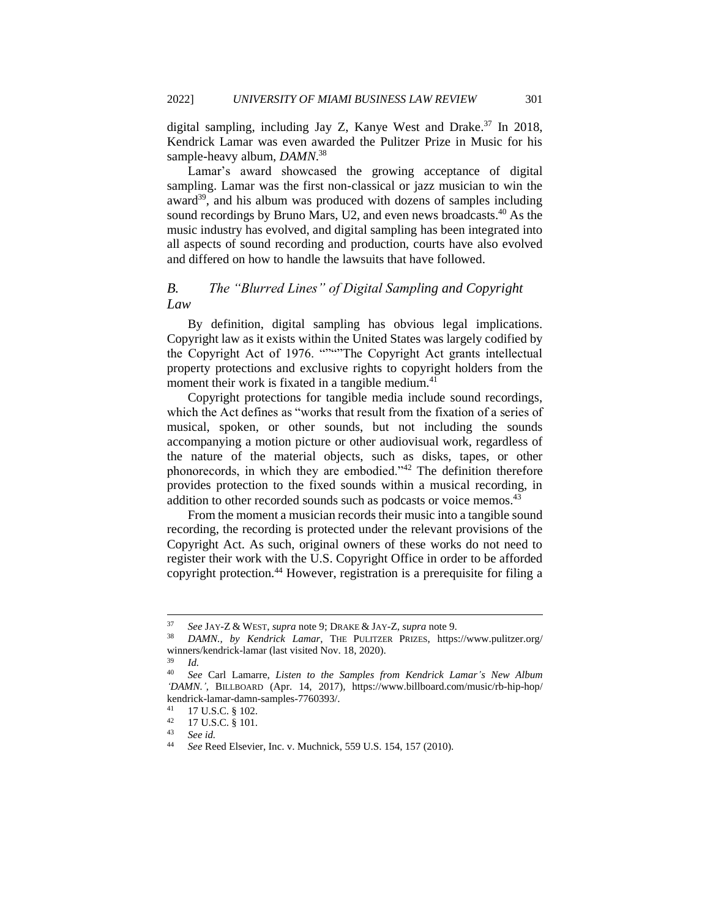digital sampling, including Jay Z, Kanye West and Drake.[37] In 2018, Kendrick Lamar was even awarded the Pulitzer Prize in Music for his sample-heavy album, *DAMN*.[38]

Lamar's award showcased the growing acceptance of digital sampling. Lamar was the first non-classical or jazz musician to win the award[39], and his album was produced with dozens of samples including sound recordings by Bruno Mars, U2, and even news broadcasts.[40] As the music industry has evolved, and digital sampling has been integrated into all aspects of sound recording and production, courts have also evolved and differed on how to handle the lawsuits that have followed.

### *B. The "Blurred Lines" of Digital Sampling and Copyright Law*

By definition, digital sampling has obvious legal implications. Copyright law as it exists within the United States was largely codified by the Copyright Act of 1976. """"The Copyright Act grants intellectual property protections and exclusive rights to copyright holders from the moment their work is fixated in a tangible medium.[41]

Copyright protections for tangible media include sound recordings, which the Act defines as "works that result from the fixation of a series of musical, spoken, or other sounds, but not including the sounds accompanying a motion picture or other audiovisual work, regardless of the nature of the material objects, such as disks, tapes, or other phonorecords, in which they are embodied."[42] The definition therefore provides protection to the fixed sounds within a musical recording, in addition to other recorded sounds such as podcasts or voice memos.[43]

From the moment a musician records their music into a tangible sound recording, the recording is protected under the relevant provisions of the Copyright Act. As such, original owners of these works do not need to register their work with the U.S. Copyright Office in order to be afforded copyright protection.[44] However, registration is a prerequisite for filing a

---

[37] *See* JAY-Z & WEST, *supra* note 9; DRAKE & JAY-Z, *supra* note 9.

[38] *DAMN., by Kendrick Lamar*, THE PULITZER PRIZES, https://www.pulitzer.org/winners/kendrick-lamar (last visited Nov. 18, 2020).

[39] *Id.*

[40] *See* Carl Lamarre, *Listen to the Samples from Kendrick Lamar's New Album 'DAMN.'*, BILLBOARD (Apr. 14, 2017), https://www.billboard.com/music/rb-hip-hop/kendrick-lamar-damn-samples-7760393/.

[41] 17 U.S.C. § 102.

[42] 17 U.S.C. § 101.

[43] *See id.*

[44] *See* Reed Elsevier, Inc. v. Muchnick, 559 U.S. 154, 157 (2010).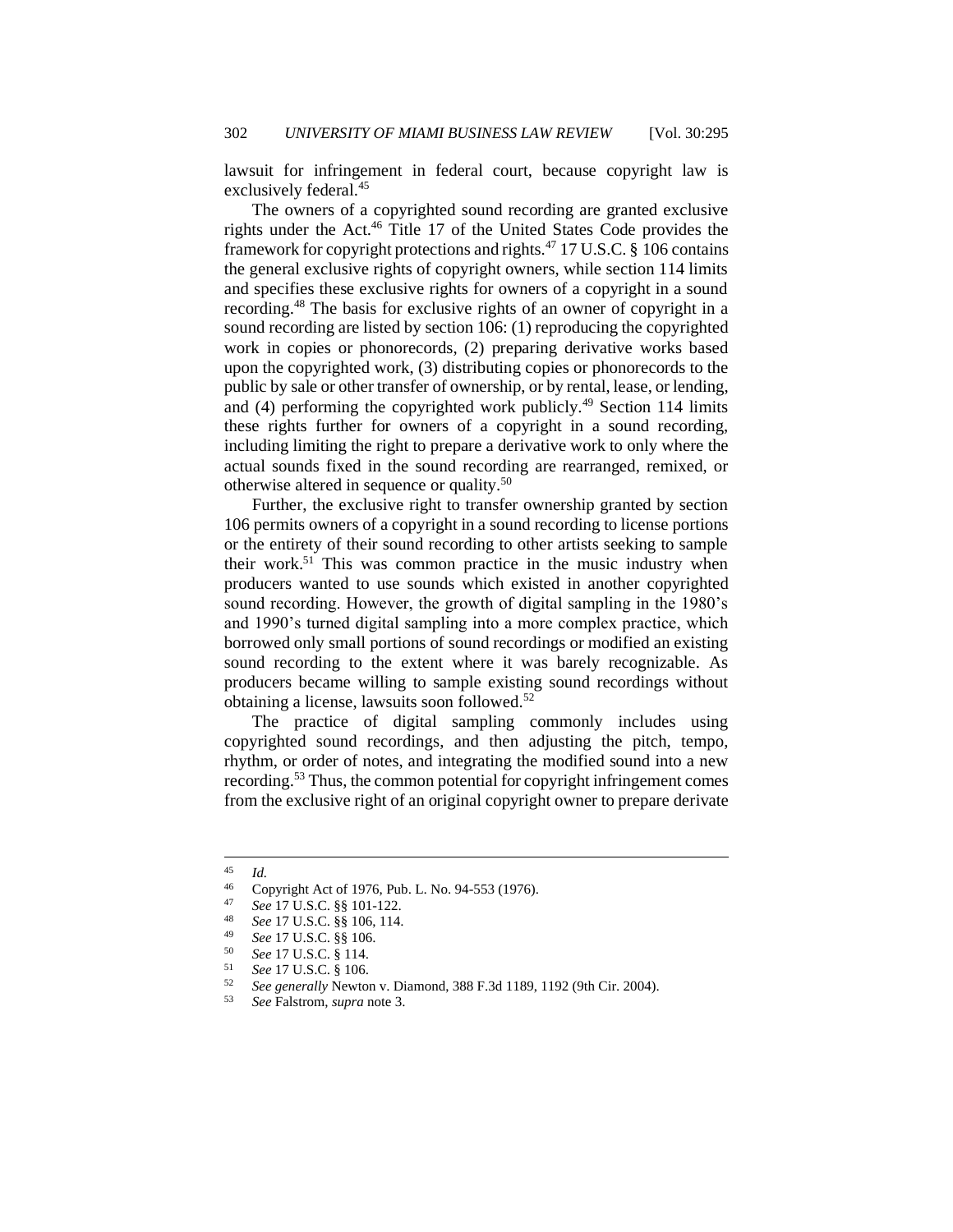lawsuit for infringement in federal court, because copyright law is exclusively federal.[45]

The owners of a copyrighted sound recording are granted exclusive rights under the Act.[46] Title 17 of the United States Code provides the framework for copyright protections and rights.[47] 17 U.S.C. § 106 contains the general exclusive rights of copyright owners, while section 114 limits and specifies these exclusive rights for owners of a copyright in a sound recording.[48] The basis for exclusive rights of an owner of copyright in a sound recording are listed by section 106: (1) reproducing the copyrighted work in copies or phonorecords, (2) preparing derivative works based upon the copyrighted work, (3) distributing copies or phonorecords to the public by sale or other transfer of ownership, or by rental, lease, or lending, and (4) performing the copyrighted work publicly.[49] Section 114 limits these rights further for owners of a copyright in a sound recording, including limiting the right to prepare a derivative work to only where the actual sounds fixed in the sound recording are rearranged, remixed, or otherwise altered in sequence or quality.[50]

Further, the exclusive right to transfer ownership granted by section 106 permits owners of a copyright in a sound recording to license portions or the entirety of their sound recording to other artists seeking to sample their work.[51] This was common practice in the music industry when producers wanted to use sounds which existed in another copyrighted sound recording. However, the growth of digital sampling in the 1980's and 1990's turned digital sampling into a more complex practice, which borrowed only small portions of sound recordings or modified an existing sound recording to the extent where it was barely recognizable. As producers became willing to sample existing sound recordings without obtaining a license, lawsuits soon followed.[52]

The practice of digital sampling commonly includes using copyrighted sound recordings, and then adjusting the pitch, tempo, rhythm, or order of notes, and integrating the modified sound into a new recording.[53] Thus, the common potential for copyright infringement comes from the exclusive right of an original copyright owner to prepare derivate

---

[45] *Id.*

[46] Copyright Act of 1976, Pub. L. No. 94-553 (1976).

[47] *See* 17 U.S.C. §§ 101-122.

[48] *See* 17 U.S.C. §§ 106, 114.

[49] *See* 17 U.S.C. §§ 106.

[50] *See* 17 U.S.C. § 114.

[51] *See* 17 U.S.C. § 106.

[52] *See generally* Newton v. Diamond, 388 F.3d 1189, 1192 (9th Cir. 2004).

[53] *See* Falstrom, *supra* note 3.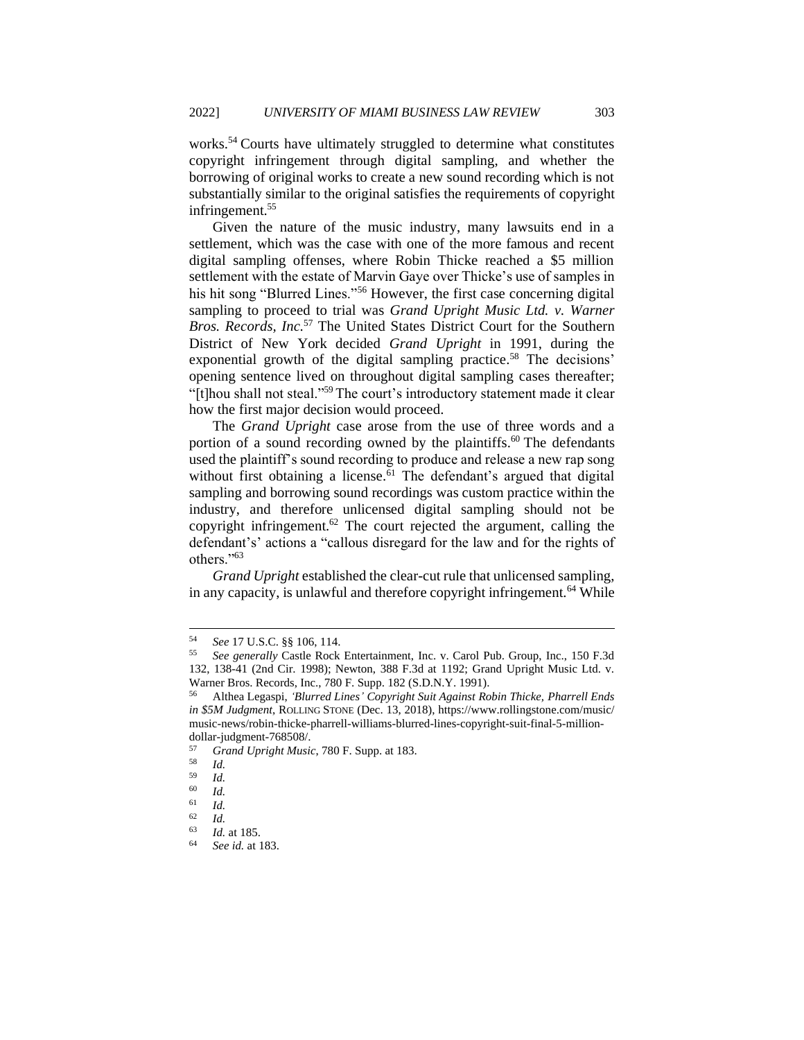works.[54] Courts have ultimately struggled to determine what constitutes copyright infringement through digital sampling, and whether the borrowing of original works to create a new sound recording which is not substantially similar to the original satisfies the requirements of copyright infringement.[55]

Given the nature of the music industry, many lawsuits end in a settlement, which was the case with one of the more famous and recent digital sampling offenses, where Robin Thicke reached a $5 million settlement with the estate of Marvin Gaye over Thicke's use of samples in his hit song "Blurred Lines."[56] However, the first case concerning digital sampling to proceed to trial was *Grand Upright Music Ltd. v. Warner Bros. Records, Inc.*[57] The United States District Court for the Southern District of New York decided *Grand Upright* in 1991, during the exponential growth of the digital sampling practice.[58] The decisions' opening sentence lived on throughout digital sampling cases thereafter; "[t]hou shall not steal."[59] The court's introductory statement made it clear how the first major decision would proceed.

The *Grand Upright* case arose from the use of three words and a portion of a sound recording owned by the plaintiffs.[60] The defendants used the plaintiff's sound recording to produce and release a new rap song without first obtaining a license.[61] The defendant's argued that digital sampling and borrowing sound recordings was custom practice within the industry, and therefore unlicensed digital sampling should not be copyright infringement.[62] The court rejected the argument, calling the defendant's' actions a "callous disregard for the law and for the rights of others."[63]

*Grand Upright* established the clear-cut rule that unlicensed sampling, in any capacity, is unlawful and therefore copyright infringement.[64] While

---

[54] *See* 17 U.S.C. §§ 106, 114.

[55] *See generally* Castle Rock Entertainment, Inc. v. Carol Pub. Group, Inc., 150 F.3d 132, 138-41 (2nd Cir. 1998); Newton, 388 F.3d at 1192; Grand Upright Music Ltd. v. Warner Bros. Records, Inc., 780 F. Supp. 182 (S.D.N.Y. 1991).

[56] Althea Legaspi, *'Blurred Lines' Copyright Suit Against Robin Thicke, Pharrell Ends in $5M Judgment*, ROLLING STONE (Dec. 13, 2018), https://www.rollingstone.com/music/music-news/robin-thicke-pharrell-williams-blurred-lines-copyright-suit-final-5-million-dollar-judgment-768508/.

[57] *Grand Upright Music*, 780 F. Supp. at 183.

[58] *Id.*

[59] *Id.*

[60] *Id.*

[61] *Id.*

[62] *Id.*

[63] *Id.* at 185.

[64] *See id.* at 183.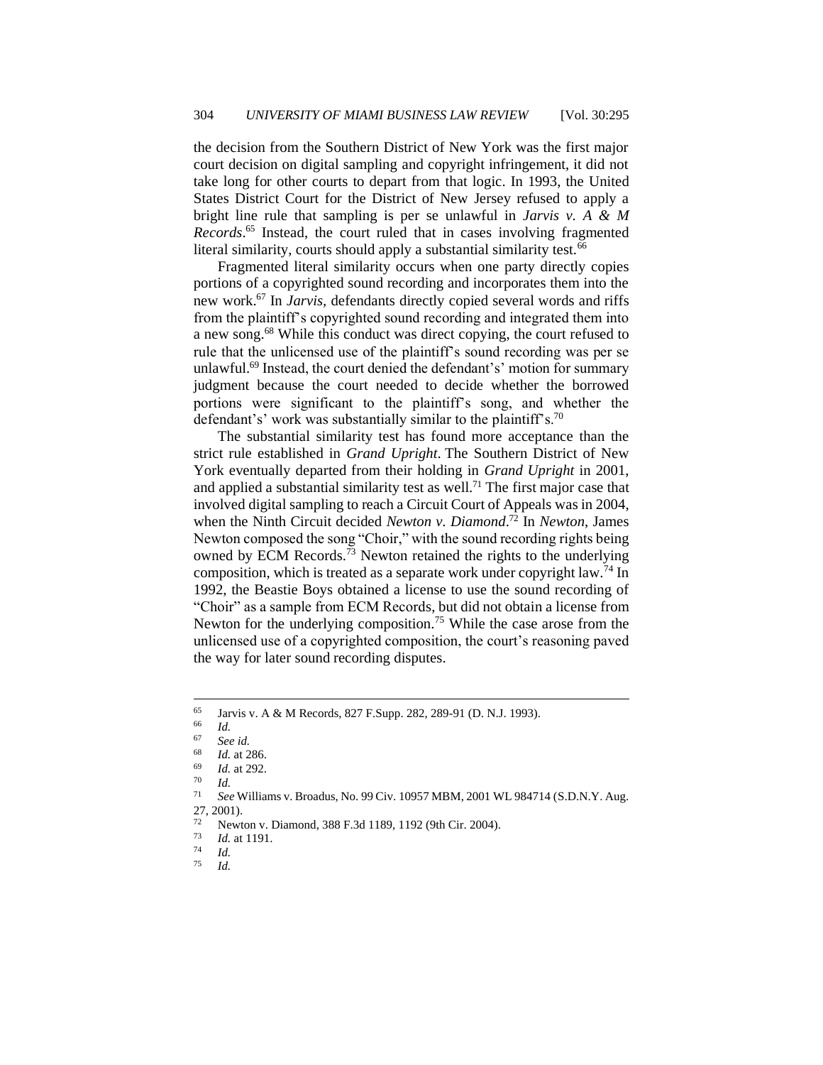the decision from the Southern District of New York was the first major court decision on digital sampling and copyright infringement, it did not take long for other courts to depart from that logic. In 1993, the United States District Court for the District of New Jersey refused to apply a bright line rule that sampling is per se unlawful in *Jarvis v. A & M Records*.[65] Instead, the court ruled that in cases involving fragmented literal similarity, courts should apply a substantial similarity test.[66]

Fragmented literal similarity occurs when one party directly copies portions of a copyrighted sound recording and incorporates them into the new work.[67] In *Jarvis,* defendants directly copied several words and riffs from the plaintiff's copyrighted sound recording and integrated them into a new song.[68] While this conduct was direct copying, the court refused to rule that the unlicensed use of the plaintiff's sound recording was per se unlawful.[69] Instead, the court denied the defendant's' motion for summary judgment because the court needed to decide whether the borrowed portions were significant to the plaintiff's song, and whether the defendant's' work was substantially similar to the plaintiff's.[70]

The substantial similarity test has found more acceptance than the strict rule established in *Grand Upright*. The Southern District of New York eventually departed from their holding in *Grand Upright* in 2001, and applied a substantial similarity test as well.[71] The first major case that involved digital sampling to reach a Circuit Court of Appeals was in 2004, when the Ninth Circuit decided *Newton v. Diamond*.[72] In *Newton*, James Newton composed the song "Choir," with the sound recording rights being owned by ECM Records.[73] Newton retained the rights to the underlying composition, which is treated as a separate work under copyright law.[74] In 1992, the Beastie Boys obtained a license to use the sound recording of "Choir" as a sample from ECM Records, but did not obtain a license from Newton for the underlying composition.[75] While the case arose from the unlicensed use of a copyrighted composition, the court's reasoning paved the way for later sound recording disputes.

---

[65] Jarvis v. A & M Records, 827 F.Supp. 282, 289-91 (D. N.J. 1993).

[66] *Id.*

[67] *See id.*

[68] *Id.* at 286.

[69] *Id.* at 292.

[70] *Id.*

[71] *See* Williams v. Broadus, No. 99 Civ. 10957 MBM, 2001 WL 984714 (S.D.N.Y. Aug. 27, 2001).

[72] Newton v. Diamond, 388 F.3d 1189, 1192 (9th Cir. 2004).

[73] *Id.* at 1191.

[74] *Id.*

[75] *Id.*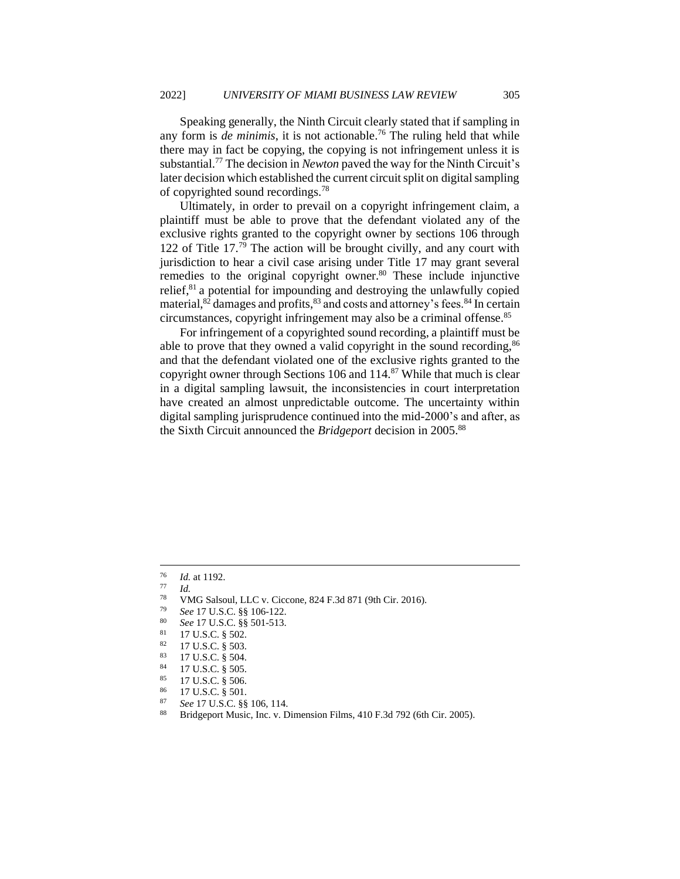Speaking generally, the Ninth Circuit clearly stated that if sampling in any form is *de minimis*, it is not actionable.[76] The ruling held that while there may in fact be copying, the copying is not infringement unless it is substantial.[77] The decision in *Newton* paved the way for the Ninth Circuit's later decision which established the current circuit split on digital sampling of copyrighted sound recordings.[78]

Ultimately, in order to prevail on a copyright infringement claim, a plaintiff must be able to prove that the defendant violated any of the exclusive rights granted to the copyright owner by sections 106 through 122 of Title 17.[79] The action will be brought civilly, and any court with jurisdiction to hear a civil case arising under Title 17 may grant several remedies to the original copyright owner.[80] These include injunctive relief,[81] a potential for impounding and destroying the unlawfully copied material,[82] damages and profits,[83] and costs and attorney's fees.[84] In certain circumstances, copyright infringement may also be a criminal offense.[85]

For infringement of a copyrighted sound recording, a plaintiff must be able to prove that they owned a valid copyright in the sound recording,[86] and that the defendant violated one of the exclusive rights granted to the copyright owner through Sections 106 and 114.[87] While that much is clear in a digital sampling lawsuit, the inconsistencies in court interpretation have created an almost unpredictable outcome. The uncertainty within digital sampling jurisprudence continued into the mid-2000's and after, as the Sixth Circuit announced the *Bridgeport* decision in 2005.[88]

---

[76] *Id.* at 1192.

[77] *Id.*

[78] VMG Salsoul, LLC v. Ciccone, 824 F.3d 871 (9th Cir. 2016).

[79] *See* 17 U.S.C. §§ 106-122.

[80] *See* 17 U.S.C. §§ 501-513.

[81] 17 U.S.C. § 502.

[82] 17 U.S.C. § 503.

[83] 17 U.S.C. § 504.

[84] 17 U.S.C. § 505.

[85] 17 U.S.C. § 506.

[86] 17 U.S.C. § 501.

[87] *See* 17 U.S.C. §§ 106, 114.

[88] Bridgeport Music, Inc. v. Dimension Films, 410 F.3d 792 (6th Cir. 2005).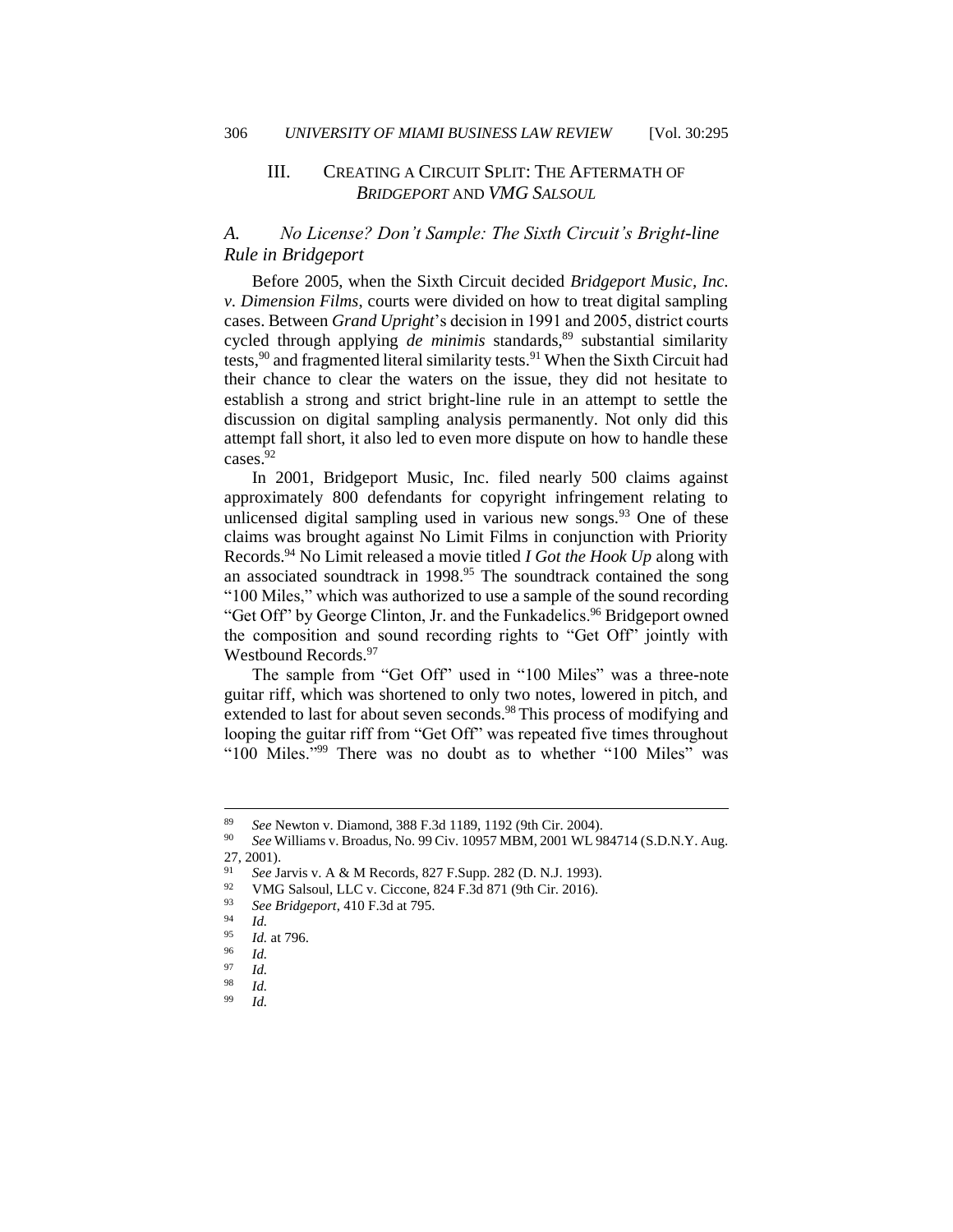## III. CREATING A CIRCUIT SPLIT: THE AFTERMATH OF *BRIDGEPORT* AND *VMG SALSOUL*

### *A. No License? Don't Sample: The Sixth Circuit's Bright-line Rule in Bridgeport*

Before 2005, when the Sixth Circuit decided *Bridgeport Music, Inc. v. Dimension Films*, courts were divided on how to treat digital sampling cases. Between *Grand Upright*'s decision in 1991 and 2005, district courts cycled through applying *de minimis* standards,[89] substantial similarity tests,[90] and fragmented literal similarity tests.[91] When the Sixth Circuit had their chance to clear the waters on the issue, they did not hesitate to establish a strong and strict bright-line rule in an attempt to settle the discussion on digital sampling analysis permanently. Not only did this attempt fall short, it also led to even more dispute on how to handle these cases.[92]

In 2001, Bridgeport Music, Inc. filed nearly 500 claims against approximately 800 defendants for copyright infringement relating to unlicensed digital sampling used in various new songs.[93] One of these claims was brought against No Limit Films in conjunction with Priority Records.[94] No Limit released a movie titled *I Got the Hook Up* along with an associated soundtrack in 1998.[95] The soundtrack contained the song "100 Miles," which was authorized to use a sample of the sound recording "Get Off" by George Clinton, Jr. and the Funkadelics.[96] Bridgeport owned the composition and sound recording rights to "Get Off" jointly with Westbound Records.[97]

The sample from "Get Off" used in "100 Miles" was a three-note guitar riff, which was shortened to only two notes, lowered in pitch, and extended to last for about seven seconds.[98] This process of modifying and looping the guitar riff from "Get Off" was repeated five times throughout "100 Miles."[99] There was no doubt as to whether "100 Miles" was

---

[89] *See* Newton v. Diamond, 388 F.3d 1189, 1192 (9th Cir. 2004).

[90] *See* Williams v. Broadus, No. 99 Civ. 10957 MBM, 2001 WL 984714 (S.D.N.Y. Aug. 27, 2001).

[91] *See* Jarvis v. A & M Records, 827 F.Supp. 282 (D. N.J. 1993).

[92] VMG Salsoul, LLC v. Ciccone, 824 F.3d 871 (9th Cir. 2016).

[93] *See Bridgeport*, 410 F.3d at 795.

[94] *Id.*

[95] *Id.* at 796.

[96] *Id.*

[97] *Id.*

[98] *Id.*

[99] *Id.*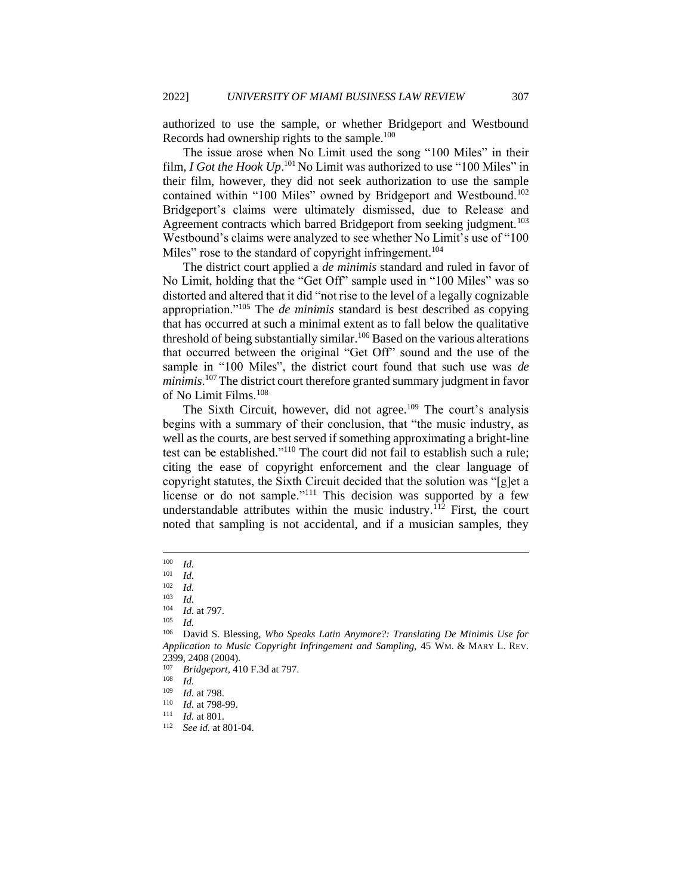authorized to use the sample, or whether Bridgeport and Westbound Records had ownership rights to the sample.[100]

The issue arose when No Limit used the song "100 Miles" in their film, *I Got the Hook Up*.[101] No Limit was authorized to use "100 Miles" in their film, however, they did not seek authorization to use the sample contained within "100 Miles" owned by Bridgeport and Westbound.[102] Bridgeport's claims were ultimately dismissed, due to Release and Agreement contracts which barred Bridgeport from seeking judgment.[103] Westbound's claims were analyzed to see whether No Limit's use of "100 Miles" rose to the standard of copyright infringement.[104]

The district court applied a *de minimis* standard and ruled in favor of No Limit, holding that the "Get Off" sample used in "100 Miles" was so distorted and altered that it did "not rise to the level of a legally cognizable appropriation."[105] The *de minimis* standard is best described as copying that has occurred at such a minimal extent as to fall below the qualitative threshold of being substantially similar.[106] Based on the various alterations that occurred between the original "Get Off" sound and the use of the sample in "100 Miles", the district court found that such use was *de minimis*.[107] The district court therefore granted summary judgment in favor of No Limit Films.[108]

The Sixth Circuit, however, did not agree.[109] The court's analysis begins with a summary of their conclusion, that "the music industry, as well as the courts, are best served if something approximating a bright-line test can be established."[110] The court did not fail to establish such a rule; citing the ease of copyright enforcement and the clear language of copyright statutes, the Sixth Circuit decided that the solution was "[g]et a license or do not sample."[111] This decision was supported by a few understandable attributes within the music industry.[112] First, the court noted that sampling is not accidental, and if a musician samples, they

---

[100] *Id.*

[101] *Id.*

[102] *Id.*

[103] *Id.*

[104] *Id.* at 797.

[105] *Id.*

[106] David S. Blessing, *Who Speaks Latin Anymore?: Translating De Minimis Use for Application to Music Copyright Infringement and Sampling*, 45 WM. & MARY L. REV. 2399, 2408 (2004).

[107] *Bridgeport*, 410 F.3d at 797.

[108] *Id.*

[109] *Id.* at 798.

[110] *Id.* at 798-99.

[111] *Id.* at 801.

[112] *See id.* at 801-04.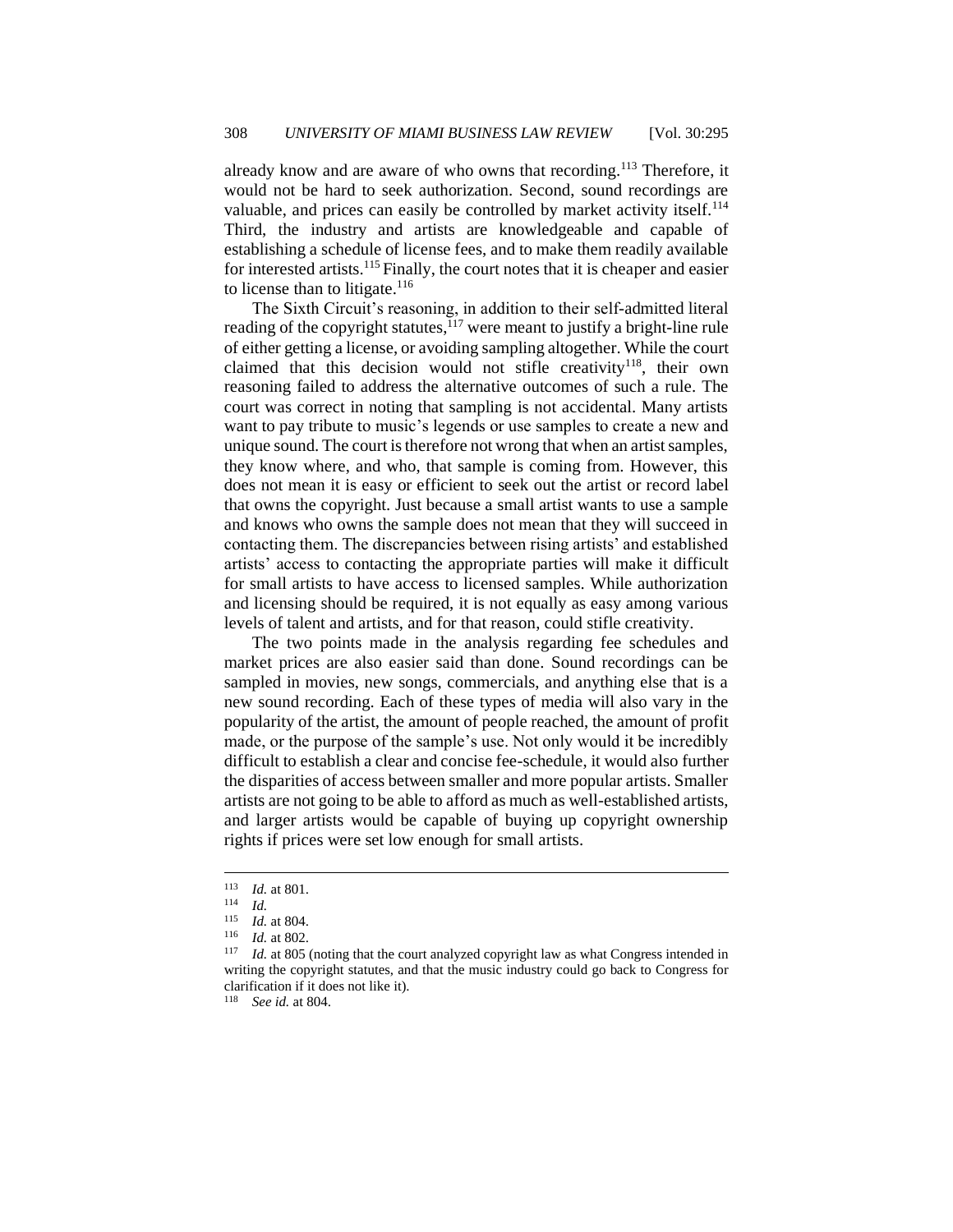already know and are aware of who owns that recording.[113] Therefore, it would not be hard to seek authorization. Second, sound recordings are valuable, and prices can easily be controlled by market activity itself.[114] Third, the industry and artists are knowledgeable and capable of establishing a schedule of license fees, and to make them readily available for interested artists.[115] Finally, the court notes that it is cheaper and easier to license than to litigate.[116]

The Sixth Circuit's reasoning, in addition to their self-admitted literal reading of the copyright statutes,[117] were meant to justify a bright-line rule of either getting a license, or avoiding sampling altogether. While the court claimed that this decision would not stifle creativity[118], their own reasoning failed to address the alternative outcomes of such a rule. The court was correct in noting that sampling is not accidental. Many artists want to pay tribute to music's legends or use samples to create a new and unique sound. The court is therefore not wrong that when an artist samples, they know where, and who, that sample is coming from. However, this does not mean it is easy or efficient to seek out the artist or record label that owns the copyright. Just because a small artist wants to use a sample and knows who owns the sample does not mean that they will succeed in contacting them. The discrepancies between rising artists' and established artists' access to contacting the appropriate parties will make it difficult for small artists to have access to licensed samples. While authorization and licensing should be required, it is not equally as easy among various levels of talent and artists, and for that reason, could stifle creativity.

The two points made in the analysis regarding fee schedules and market prices are also easier said than done. Sound recordings can be sampled in movies, new songs, commercials, and anything else that is a new sound recording. Each of these types of media will also vary in the popularity of the artist, the amount of people reached, the amount of profit made, or the purpose of the sample's use. Not only would it be incredibly difficult to establish a clear and concise fee-schedule, it would also further the disparities of access between smaller and more popular artists. Smaller artists are not going to be able to afford as much as well-established artists, and larger artists would be capable of buying up copyright ownership rights if prices were set low enough for small artists.

---

[113] *Id.* at 801.

[114] *Id.*

[115] *Id.* at 804.

[116] *Id.* at 802.

[117] *Id.* at 805 (noting that the court analyzed copyright law as what Congress intended in writing the copyright statutes, and that the music industry could go back to Congress for clarification if it does not like it).

[118] *See id.* at 804.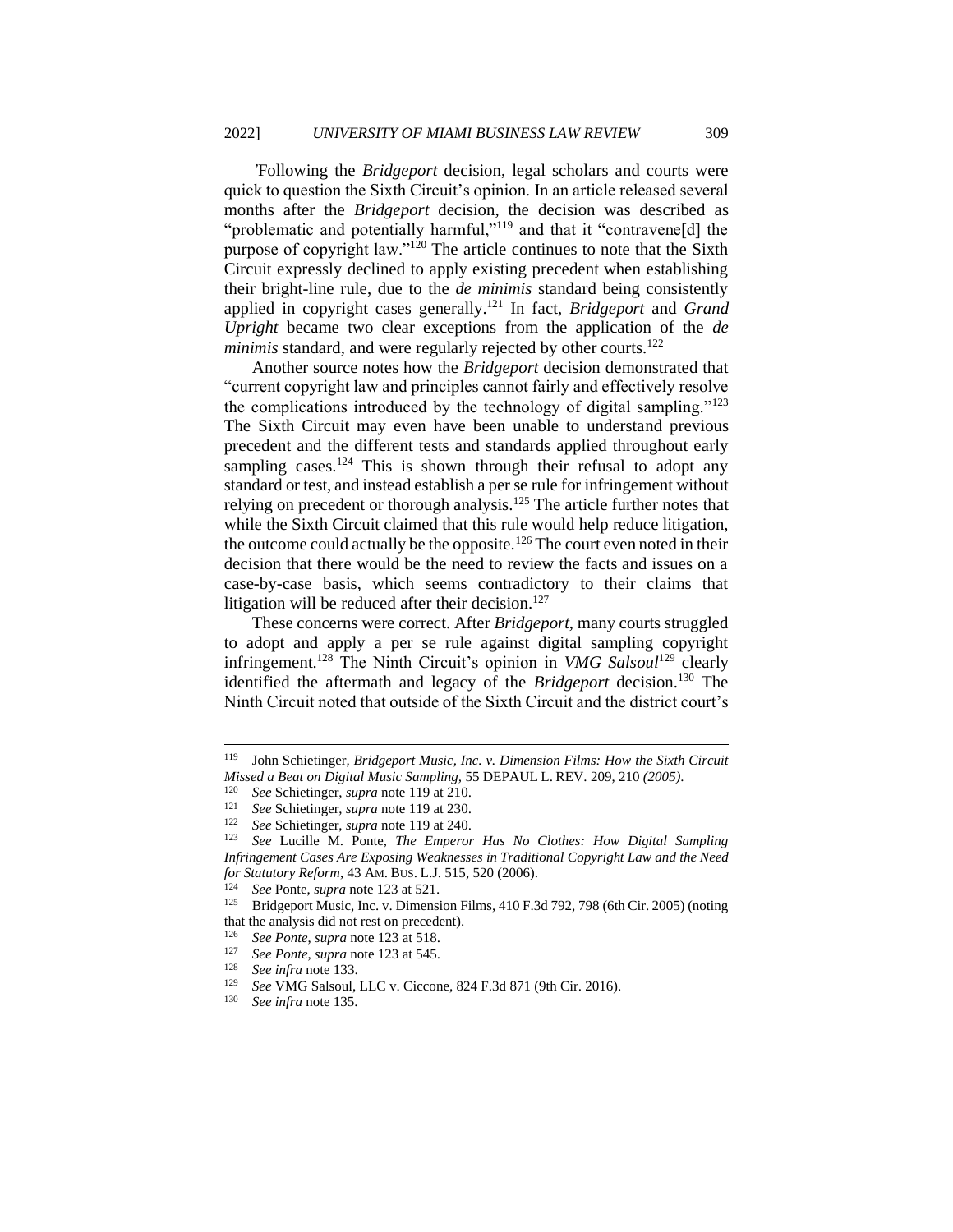Following the *Bridgeport* decision, legal scholars and courts were quick to question the Sixth Circuit's opinion. In an article released several months after the *Bridgeport* decision, the decision was described as "problematic and potentially harmful,"[119] and that it "contravene[d] the purpose of copyright law."[120] The article continues to note that the Sixth Circuit expressly declined to apply existing precedent when establishing their bright-line rule, due to the *de minimis* standard being consistently applied in copyright cases generally.[121] In fact, *Bridgeport* and *Grand Upright* became two clear exceptions from the application of the *de minimis* standard, and were regularly rejected by other courts.[122]

Another source notes how the *Bridgeport* decision demonstrated that "current copyright law and principles cannot fairly and effectively resolve the complications introduced by the technology of digital sampling."[123] The Sixth Circuit may even have been unable to understand previous precedent and the different tests and standards applied throughout early sampling cases.[124] This is shown through their refusal to adopt any standard or test, and instead establish a per se rule for infringement without relying on precedent or thorough analysis.[125] The article further notes that while the Sixth Circuit claimed that this rule would help reduce litigation, the outcome could actually be the opposite.[126] The court even noted in their decision that there would be the need to review the facts and issues on a case-by-case basis, which seems contradictory to their claims that litigation will be reduced after their decision.[127]

These concerns were correct. After *Bridgeport*, many courts struggled to adopt and apply a per se rule against digital sampling copyright infringement.[128] The Ninth Circuit's opinion in *VMG Salsoul*[129] clearly identified the aftermath and legacy of the *Bridgeport* decision.[130] The Ninth Circuit noted that outside of the Sixth Circuit and the district court's

---

[119] John Schietinger, *Bridgeport Music, Inc. v. Dimension Films: How the Sixth Circuit Missed a Beat on Digital Music Sampling*, 55 DEPAUL L. REV. 209, 210 *(2005)*.

[120] *See* Schietinger, *supra* note 119 at 210.

[121] *See* Schietinger, *supra* note 119 at 230.

[122] *See* Schietinger, *supra* note 119 at 240.

[123] *See* Lucille M. Ponte, *The Emperor Has No Clothes: How Digital Sampling Infringement Cases Are Exposing Weaknesses in Traditional Copyright Law and the Need for Statutory Reform*, 43 AM. BUS. L.J. 515, 520 (2006).

[124] *See* Ponte, *supra* note 123 at 521.

[125] Bridgeport Music, Inc. v. Dimension Films, 410 F.3d 792, 798 (6th Cir. 2005) (noting that the analysis did not rest on precedent).

[126] *See Ponte*, *supra* note 123 at 518.

[127] *See Ponte*, *supra* note 123 at 545.

[128] *See infra* note 133.

[129] *See* VMG Salsoul, LLC v. Ciccone, 824 F.3d 871 (9th Cir. 2016).

[130] *See infra* note 135.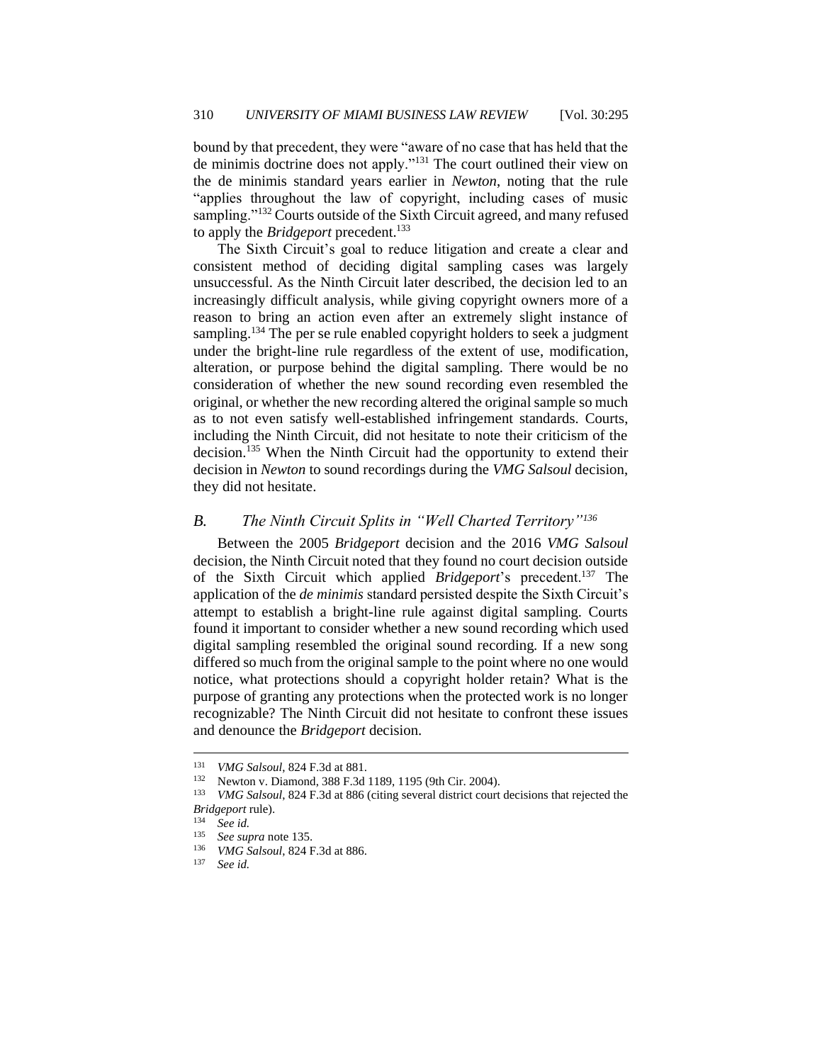bound by that precedent, they were "aware of no case that has held that the de minimis doctrine does not apply."[131] The court outlined their view on the de minimis standard years earlier in *Newton*, noting that the rule "applies throughout the law of copyright, including cases of music sampling."[132] Courts outside of the Sixth Circuit agreed, and many refused to apply the *Bridgeport* precedent.[133]

The Sixth Circuit's goal to reduce litigation and create a clear and consistent method of deciding digital sampling cases was largely unsuccessful. As the Ninth Circuit later described, the decision led to an increasingly difficult analysis, while giving copyright owners more of a reason to bring an action even after an extremely slight instance of sampling.[134] The per se rule enabled copyright holders to seek a judgment under the bright-line rule regardless of the extent of use, modification, alteration, or purpose behind the digital sampling. There would be no consideration of whether the new sound recording even resembled the original, or whether the new recording altered the original sample so much as to not even satisfy well-established infringement standards. Courts, including the Ninth Circuit, did not hesitate to note their criticism of the decision.[135] When the Ninth Circuit had the opportunity to extend their decision in *Newton* to sound recordings during the *VMG Salsoul* decision, they did not hesitate.

### *B. The Ninth Circuit Splits in "Well Charted Territory"*[136]

Between the 2005 *Bridgeport* decision and the 2016 *VMG Salsoul* decision, the Ninth Circuit noted that they found no court decision outside of the Sixth Circuit which applied *Bridgeport*'s precedent.[137] The application of the *de minimis* standard persisted despite the Sixth Circuit's attempt to establish a bright-line rule against digital sampling. Courts found it important to consider whether a new sound recording which used digital sampling resembled the original sound recording. If a new song differed so much from the original sample to the point where no one would notice, what protections should a copyright holder retain? What is the purpose of granting any protections when the protected work is no longer recognizable? The Ninth Circuit did not hesitate to confront these issues and denounce the *Bridgeport* decision.

---

[131] *VMG Salsoul*, 824 F.3d at 881.

[132] Newton v. Diamond, 388 F.3d 1189, 1195 (9th Cir. 2004).

[133] *VMG Salsoul*, 824 F.3d at 886 (citing several district court decisions that rejected the *Bridgeport* rule).

[134] *See id.*

[135] *See supra* note 135.

[136] *VMG Salsoul*, 824 F.3d at 886.

[137] *See id.*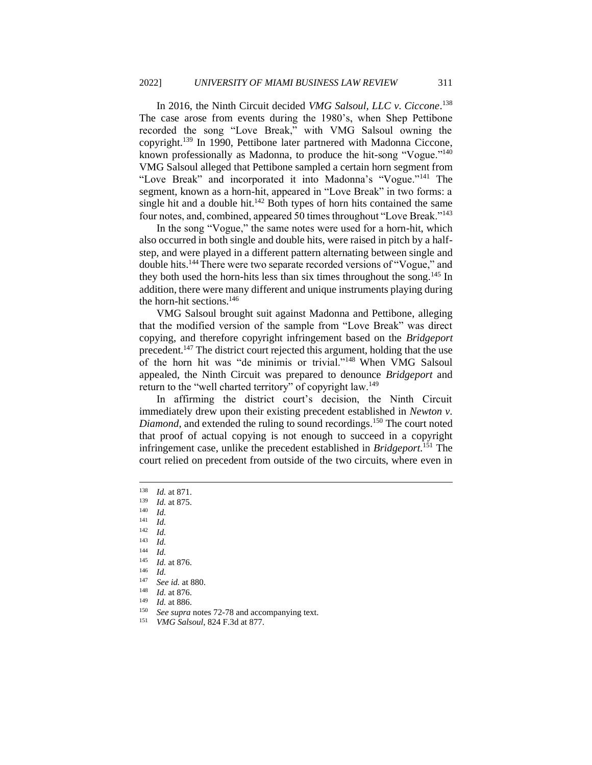In 2016, the Ninth Circuit decided *VMG Salsoul, LLC v. Ciccone*.[138] The case arose from events during the 1980's, when Shep Pettibone recorded the song "Love Break," with VMG Salsoul owning the copyright.[139] In 1990, Pettibone later partnered with Madonna Ciccone, known professionally as Madonna, to produce the hit-song "Vogue."[140] VMG Salsoul alleged that Pettibone sampled a certain horn segment from "Love Break" and incorporated it into Madonna's "Vogue."[141] The segment, known as a horn-hit, appeared in "Love Break" in two forms: a single hit and a double hit.[142] Both types of horn hits contained the same four notes, and, combined, appeared 50 times throughout "Love Break."[143]

In the song "Vogue," the same notes were used for a horn-hit, which also occurred in both single and double hits, were raised in pitch by a half-step, and were played in a different pattern alternating between single and double hits.[144] There were two separate recorded versions of "Vogue," and they both used the horn-hits less than six times throughout the song.[145] In addition, there were many different and unique instruments playing during the horn-hit sections.[146]

VMG Salsoul brought suit against Madonna and Pettibone, alleging that the modified version of the sample from "Love Break" was direct copying, and therefore copyright infringement based on the *Bridgeport* precedent.[147] The district court rejected this argument, holding that the use of the horn hit was "de minimis or trivial."[148] When VMG Salsoul appealed, the Ninth Circuit was prepared to denounce *Bridgeport* and return to the "well charted territory" of copyright law.[149]

In affirming the district court's decision, the Ninth Circuit immediately drew upon their existing precedent established in *Newton v. Diamond*, and extended the ruling to sound recordings.[150] The court noted that proof of actual copying is not enough to succeed in a copyright infringement case, unlike the precedent established in *Bridgeport*.[151] The court relied on precedent from outside of the two circuits, where even in

---

[138] *Id.* at 871.
[139] *Id.* at 875.
[140] *Id.*
[141] *Id.*
[142] *Id.*
[143] *Id.*
[144] *Id.*
[145] *Id.* at 876.
[146] *Id.*
[147] *See id.* at 880.
[148] *Id.* at 876.
[149] *Id.* at 886.
[150] *See supra* notes 72-78 and accompanying text.
[151] *VMG Salsoul*, 824 F.3d at 877.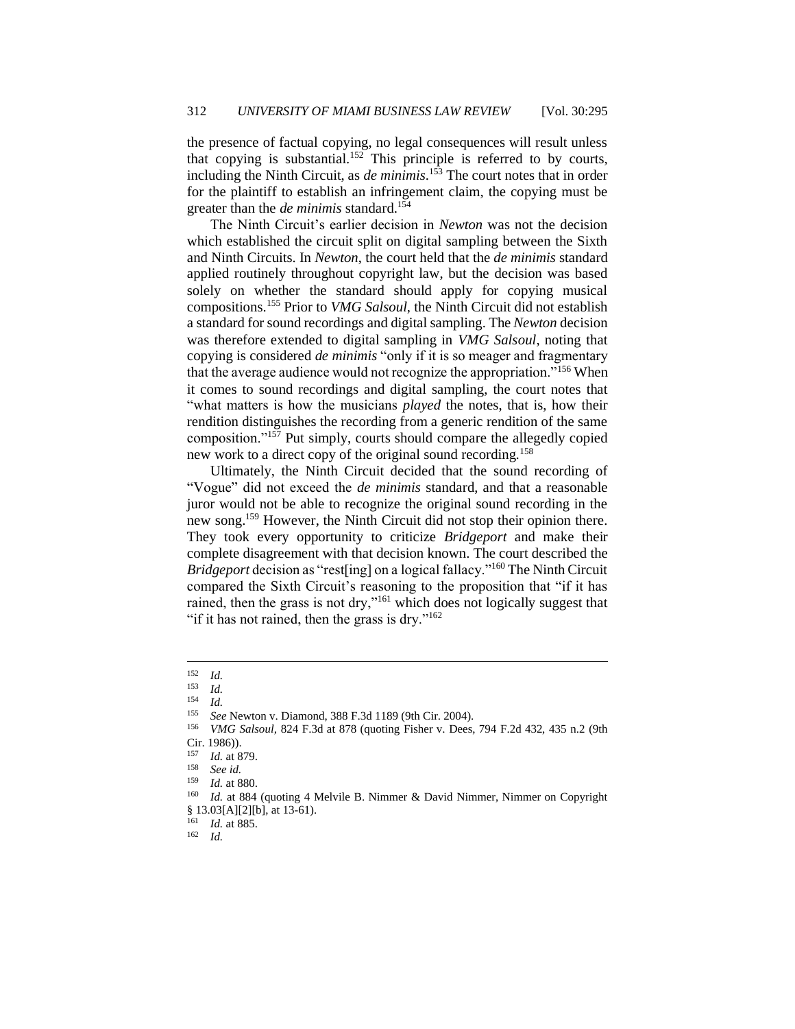the presence of factual copying, no legal consequences will result unless that copying is substantial.[152] This principle is referred to by courts, including the Ninth Circuit, as *de minimis*.[153] The court notes that in order for the plaintiff to establish an infringement claim, the copying must be greater than the *de minimis* standard.[154]

The Ninth Circuit's earlier decision in *Newton* was not the decision which established the circuit split on digital sampling between the Sixth and Ninth Circuits. In *Newton*, the court held that the *de minimis* standard applied routinely throughout copyright law, but the decision was based solely on whether the standard should apply for copying musical compositions.[155] Prior to *VMG Salsoul*, the Ninth Circuit did not establish a standard for sound recordings and digital sampling. The *Newton* decision was therefore extended to digital sampling in *VMG Salsoul*, noting that copying is considered *de minimis* "only if it is so meager and fragmentary that the average audience would not recognize the appropriation."[156] When it comes to sound recordings and digital sampling, the court notes that "what matters is how the musicians *played* the notes, that is, how their rendition distinguishes the recording from a generic rendition of the same composition."[157] Put simply, courts should compare the allegedly copied new work to a direct copy of the original sound recording.[158]

Ultimately, the Ninth Circuit decided that the sound recording of "Vogue" did not exceed the *de minimis* standard, and that a reasonable juror would not be able to recognize the original sound recording in the new song.[159] However, the Ninth Circuit did not stop their opinion there. They took every opportunity to criticize *Bridgeport* and make their complete disagreement with that decision known. The court described the *Bridgeport* decision as "rest[ing] on a logical fallacy."[160] The Ninth Circuit compared the Sixth Circuit's reasoning to the proposition that "if it has rained, then the grass is not dry,"[161] which does not logically suggest that "if it has not rained, then the grass is dry."[162]

---

[152] *Id.*

[153] *Id.*

[154] *Id.*

[155] *See* Newton v. Diamond, 388 F.3d 1189 (9th Cir. 2004).

[156] *VMG Salsoul*, 824 F.3d at 878 (quoting Fisher v. Dees, 794 F.2d 432, 435 n.2 (9th Cir. 1986)).

[157] *Id.* at 879.

[158] *See id.*

[159] *Id.* at 880.

[160] *Id.* at 884 (quoting 4 Melvile B. Nimmer & David Nimmer, Nimmer on Copyright § 13.03[A][2][b], at 13-61).

[161] *Id.* at 885.

[162] *Id.*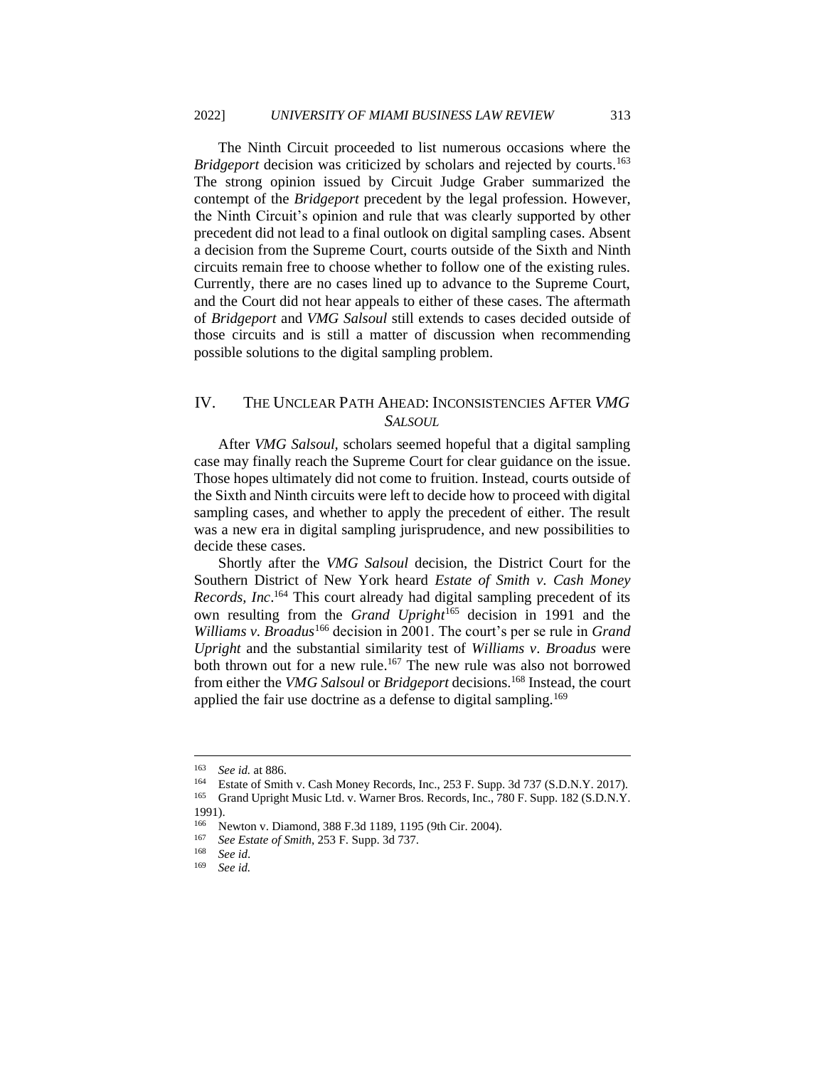The Ninth Circuit proceeded to list numerous occasions where the *Bridgeport* decision was criticized by scholars and rejected by courts.[163] The strong opinion issued by Circuit Judge Graber summarized the contempt of the *Bridgeport* precedent by the legal profession. However, the Ninth Circuit's opinion and rule that was clearly supported by other precedent did not lead to a final outlook on digital sampling cases. Absent a decision from the Supreme Court, courts outside of the Sixth and Ninth circuits remain free to choose whether to follow one of the existing rules. Currently, there are no cases lined up to advance to the Supreme Court, and the Court did not hear appeals to either of these cases. The aftermath of *Bridgeport* and *VMG Salsoul* still extends to cases decided outside of those circuits and is still a matter of discussion when recommending possible solutions to the digital sampling problem.

## IV. THE UNCLEAR PATH AHEAD: INCONSISTENCIES AFTER *VMG SALSOUL*

After *VMG Salsoul*, scholars seemed hopeful that a digital sampling case may finally reach the Supreme Court for clear guidance on the issue. Those hopes ultimately did not come to fruition. Instead, courts outside of the Sixth and Ninth circuits were left to decide how to proceed with digital sampling cases, and whether to apply the precedent of either. The result was a new era in digital sampling jurisprudence, and new possibilities to decide these cases.

Shortly after the *VMG Salsoul* decision, the District Court for the Southern District of New York heard *Estate of Smith v. Cash Money Records, Inc*.[164] This court already had digital sampling precedent of its own resulting from the *Grand Upright*[165] decision in 1991 and the *Williams v. Broadus*[166] decision in 2001. The court's per se rule in *Grand Upright* and the substantial similarity test of *Williams v. Broadus* were both thrown out for a new rule.[167] The new rule was also not borrowed from either the *VMG Salsoul* or *Bridgeport* decisions.[168] Instead, the court applied the fair use doctrine as a defense to digital sampling.[169]

---

[163] *See id.* at 886.

[164] Estate of Smith v. Cash Money Records, Inc., 253 F. Supp. 3d 737 (S.D.N.Y. 2017).

[165] Grand Upright Music Ltd. v. Warner Bros. Records, Inc., 780 F. Supp. 182 (S.D.N.Y. 1991).

[166] Newton v. Diamond, 388 F.3d 1189, 1195 (9th Cir. 2004).

[167] *See Estate of Smith*, 253 F. Supp. 3d 737.

[168] *See id*.

[169] *See id.*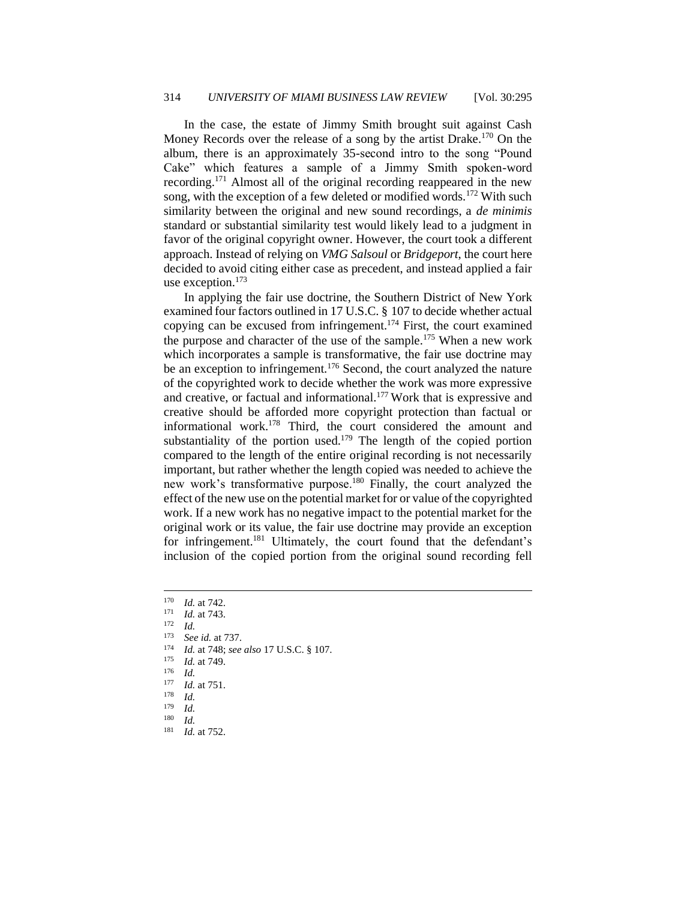In the case, the estate of Jimmy Smith brought suit against Cash Money Records over the release of a song by the artist Drake.[170] On the album, there is an approximately 35-second intro to the song "Pound Cake" which features a sample of a Jimmy Smith spoken-word recording.[171] Almost all of the original recording reappeared in the new song, with the exception of a few deleted or modified words.[172] With such similarity between the original and new sound recordings, a *de minimis* standard or substantial similarity test would likely lead to a judgment in favor of the original copyright owner. However, the court took a different approach. Instead of relying on *VMG Salsoul* or *Bridgeport*, the court here decided to avoid citing either case as precedent, and instead applied a fair use exception.[173]

In applying the fair use doctrine, the Southern District of New York examined four factors outlined in 17 U.S.C. § 107 to decide whether actual copying can be excused from infringement.[174] First, the court examined the purpose and character of the use of the sample.[175] When a new work which incorporates a sample is transformative, the fair use doctrine may be an exception to infringement.[176] Second, the court analyzed the nature of the copyrighted work to decide whether the work was more expressive and creative, or factual and informational.[177] Work that is expressive and creative should be afforded more copyright protection than factual or informational work.[178] Third, the court considered the amount and substantiality of the portion used.[179] The length of the copied portion compared to the length of the entire original recording is not necessarily important, but rather whether the length copied was needed to achieve the new work's transformative purpose.[180] Finally, the court analyzed the effect of the new use on the potential market for or value of the copyrighted work. If a new work has no negative impact to the potential market for the original work or its value, the fair use doctrine may provide an exception for infringement.[181] Ultimately, the court found that the defendant's inclusion of the copied portion from the original sound recording fell

---

[170] *Id.* at 742.

[171] *Id.* at 743.

[172] *Id.*

[173] *See id.* at 737.

[174] *Id.* at 748; *see also* 17 U.S.C. § 107.

[175] *Id.* at 749.

[176] *Id.*

[177] *Id.* at 751.

[178] *Id.*

[179] *Id.*

[180] *Id.*

[181] *Id.* at 752.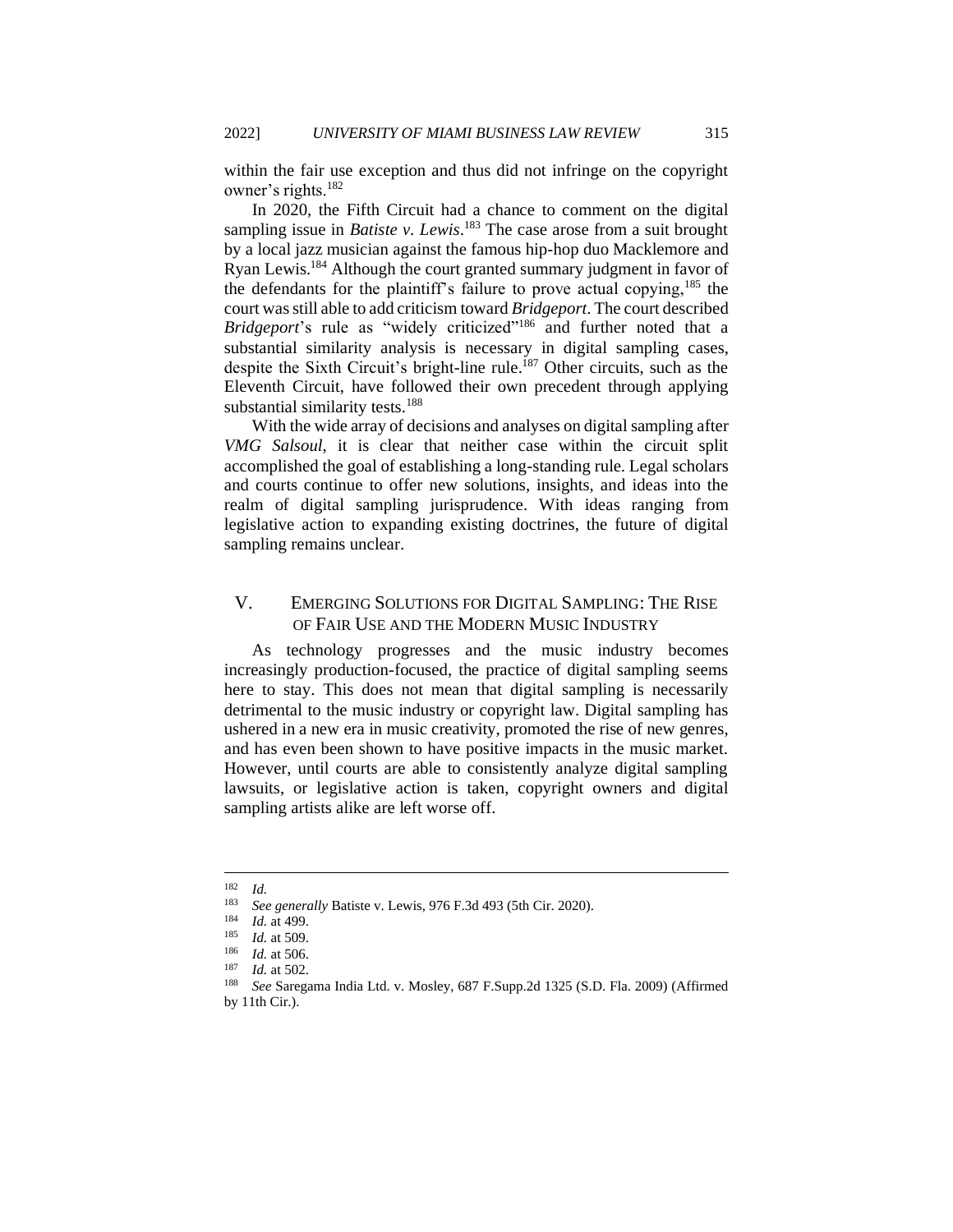within the fair use exception and thus did not infringe on the copyright owner's rights.[182]

In 2020, the Fifth Circuit had a chance to comment on the digital sampling issue in *Batiste v. Lewis*.[183] The case arose from a suit brought by a local jazz musician against the famous hip-hop duo Macklemore and Ryan Lewis.[184] Although the court granted summary judgment in favor of the defendants for the plaintiff's failure to prove actual copying,[185] the court was still able to add criticism toward *Bridgeport*. The court described *Bridgeport*'s rule as "widely criticized"[186] and further noted that a substantial similarity analysis is necessary in digital sampling cases, despite the Sixth Circuit's bright-line rule.[187] Other circuits, such as the Eleventh Circuit, have followed their own precedent through applying substantial similarity tests.[188]

With the wide array of decisions and analyses on digital sampling after *VMG Salsoul*, it is clear that neither case within the circuit split accomplished the goal of establishing a long-standing rule. Legal scholars and courts continue to offer new solutions, insights, and ideas into the realm of digital sampling jurisprudence. With ideas ranging from legislative action to expanding existing doctrines, the future of digital sampling remains unclear.

## V. EMERGING SOLUTIONS FOR DIGITAL SAMPLING: THE RISE OF FAIR USE AND THE MODERN MUSIC INDUSTRY

As technology progresses and the music industry becomes increasingly production-focused, the practice of digital sampling seems here to stay. This does not mean that digital sampling is necessarily detrimental to the music industry or copyright law. Digital sampling has ushered in a new era in music creativity, promoted the rise of new genres, and has even been shown to have positive impacts in the music market. However, until courts are able to consistently analyze digital sampling lawsuits, or legislative action is taken, copyright owners and digital sampling artists alike are left worse off.

---

[182] *Id.*

[183] *See generally* Batiste v. Lewis, 976 F.3d 493 (5th Cir. 2020).

[184] *Id.* at 499.

[185] *Id.* at 509.

[186] *Id.* at 506.

[187] *Id.* at 502.

[188] *See* Saregama India Ltd. v. Mosley, 687 F.Supp.2d 1325 (S.D. Fla. 2009) (Affirmed by 11th Cir.).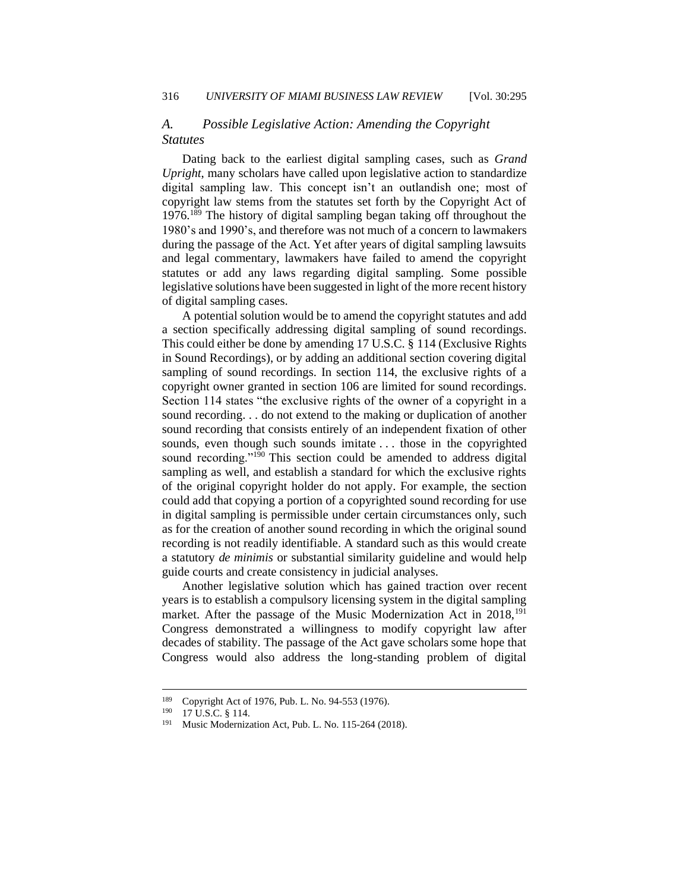### A. Possible Legislative Action: Amending the Copyright Statutes

Dating back to the earliest digital sampling cases, such as *Grand Upright*, many scholars have called upon legislative action to standardize digital sampling law. This concept isn't an outlandish one; most of copyright law stems from the statutes set forth by the Copyright Act of 1976.[189] The history of digital sampling began taking off throughout the 1980's and 1990's, and therefore was not much of a concern to lawmakers during the passage of the Act. Yet after years of digital sampling lawsuits and legal commentary, lawmakers have failed to amend the copyright statutes or add any laws regarding digital sampling. Some possible legislative solutions have been suggested in light of the more recent history of digital sampling cases.

A potential solution would be to amend the copyright statutes and add a section specifically addressing digital sampling of sound recordings. This could either be done by amending 17 U.S.C. § 114 (Exclusive Rights in Sound Recordings), or by adding an additional section covering digital sampling of sound recordings. In section 114, the exclusive rights of a copyright owner granted in section 106 are limited for sound recordings. Section 114 states "the exclusive rights of the owner of a copyright in a sound recording. . . do not extend to the making or duplication of another sound recording that consists entirely of an independent fixation of other sounds, even though such sounds imitate . . . those in the copyrighted sound recording."[190] This section could be amended to address digital sampling as well, and establish a standard for which the exclusive rights of the original copyright holder do not apply. For example, the section could add that copying a portion of a copyrighted sound recording for use in digital sampling is permissible under certain circumstances only, such as for the creation of another sound recording in which the original sound recording is not readily identifiable. A standard such as this would create a statutory *de minimis* or substantial similarity guideline and would help guide courts and create consistency in judicial analyses.

Another legislative solution which has gained traction over recent years is to establish a compulsory licensing system in the digital sampling market. After the passage of the Music Modernization Act in 2018,[191] Congress demonstrated a willingness to modify copyright law after decades of stability. The passage of the Act gave scholars some hope that Congress would also address the long-standing problem of digital

---

[189] Copyright Act of 1976, Pub. L. No. 94-553 (1976).

[190] 17 U.S.C. § 114.

[191] Music Modernization Act, Pub. L. No. 115-264 (2018).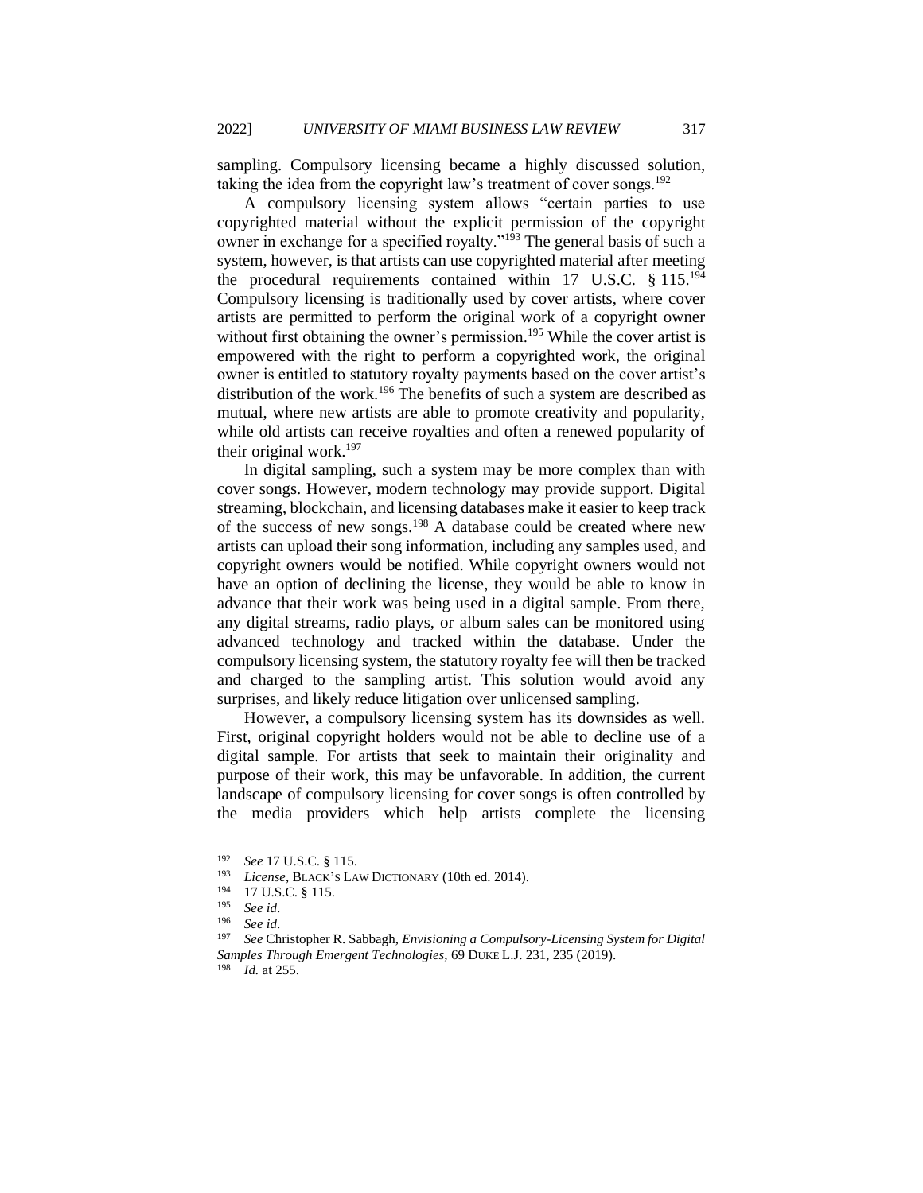sampling. Compulsory licensing became a highly discussed solution, taking the idea from the copyright law's treatment of cover songs.[192]

A compulsory licensing system allows "certain parties to use copyrighted material without the explicit permission of the copyright owner in exchange for a specified royalty."[193] The general basis of such a system, however, is that artists can use copyrighted material after meeting the procedural requirements contained within 17 U.S.C. § 115.[194] Compulsory licensing is traditionally used by cover artists, where cover artists are permitted to perform the original work of a copyright owner without first obtaining the owner's permission.[195] While the cover artist is empowered with the right to perform a copyrighted work, the original owner is entitled to statutory royalty payments based on the cover artist's distribution of the work.[196] The benefits of such a system are described as mutual, where new artists are able to promote creativity and popularity, while old artists can receive royalties and often a renewed popularity of their original work.[197]

In digital sampling, such a system may be more complex than with cover songs. However, modern technology may provide support. Digital streaming, blockchain, and licensing databases make it easier to keep track of the success of new songs.[198] A database could be created where new artists can upload their song information, including any samples used, and copyright owners would be notified. While copyright owners would not have an option of declining the license, they would be able to know in advance that their work was being used in a digital sample. From there, any digital streams, radio plays, or album sales can be monitored using advanced technology and tracked within the database. Under the compulsory licensing system, the statutory royalty fee will then be tracked and charged to the sampling artist. This solution would avoid any surprises, and likely reduce litigation over unlicensed sampling.

However, a compulsory licensing system has its downsides as well. First, original copyright holders would not be able to decline use of a digital sample. For artists that seek to maintain their originality and purpose of their work, this may be unfavorable. In addition, the current landscape of compulsory licensing for cover songs is often controlled by the media providers which help artists complete the licensing

---

[192] *See* 17 U.S.C. § 115.

[193] *License*, BLACK'S LAW DICTIONARY (10th ed. 2014).

[194] 17 U.S.C. § 115.

[195] *See id.*

[196] *See id.*

[197] *See* Christopher R. Sabbagh, *Envisioning a Compulsory-Licensing System for Digital Samples Through Emergent Technologies*, 69 DUKE L.J. 231, 235 (2019).

[198] *Id.* at 255.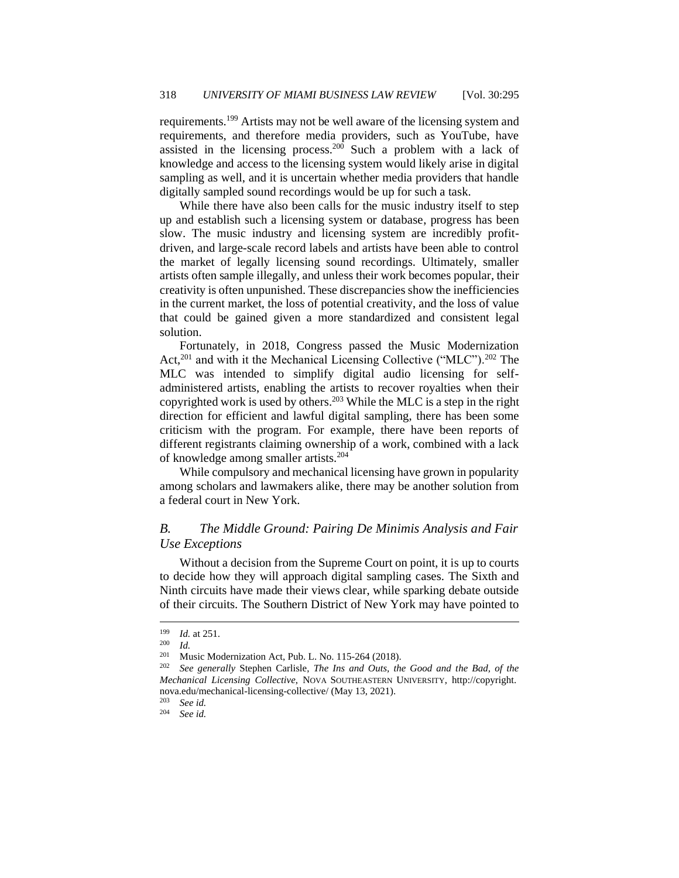requirements.[199] Artists may not be well aware of the licensing system and requirements, and therefore media providers, such as YouTube, have assisted in the licensing process.[200] Such a problem with a lack of knowledge and access to the licensing system would likely arise in digital sampling as well, and it is uncertain whether media providers that handle digitally sampled sound recordings would be up for such a task.

While there have also been calls for the music industry itself to step up and establish such a licensing system or database, progress has been slow. The music industry and licensing system are incredibly profit-driven, and large-scale record labels and artists have been able to control the market of legally licensing sound recordings. Ultimately, smaller artists often sample illegally, and unless their work becomes popular, their creativity is often unpunished. These discrepancies show the inefficiencies in the current market, the loss of potential creativity, and the loss of value that could be gained given a more standardized and consistent legal solution.

Fortunately, in 2018, Congress passed the Music Modernization Act,[201] and with it the Mechanical Licensing Collective ("MLC").[202] The MLC was intended to simplify digital audio licensing for self-administered artists, enabling the artists to recover royalties when their copyrighted work is used by others.[203] While the MLC is a step in the right direction for efficient and lawful digital sampling, there has been some criticism with the program. For example, there have been reports of different registrants claiming ownership of a work, combined with a lack of knowledge among smaller artists.[204]

While compulsory and mechanical licensing have grown in popularity among scholars and lawmakers alike, there may be another solution from a federal court in New York.

### *B. The Middle Ground: Pairing De Minimis Analysis and Fair Use Exceptions*

Without a decision from the Supreme Court on point, it is up to courts to decide how they will approach digital sampling cases. The Sixth and Ninth circuits have made their views clear, while sparking debate outside of their circuits. The Southern District of New York may have pointed to

---

[199] *Id.* at 251.

[200] *Id.*

[201] Music Modernization Act, Pub. L. No. 115-264 (2018).

[202] *See generally* Stephen Carlisle, *The Ins and Outs, the Good and the Bad, of the Mechanical Licensing Collective*, NOVA SOUTHEASTERN UNIVERSITY, http://copyright.nova.edu/mechanical-licensing-collective/ (May 13, 2021).

[203] *See id.*

[204] *See id.*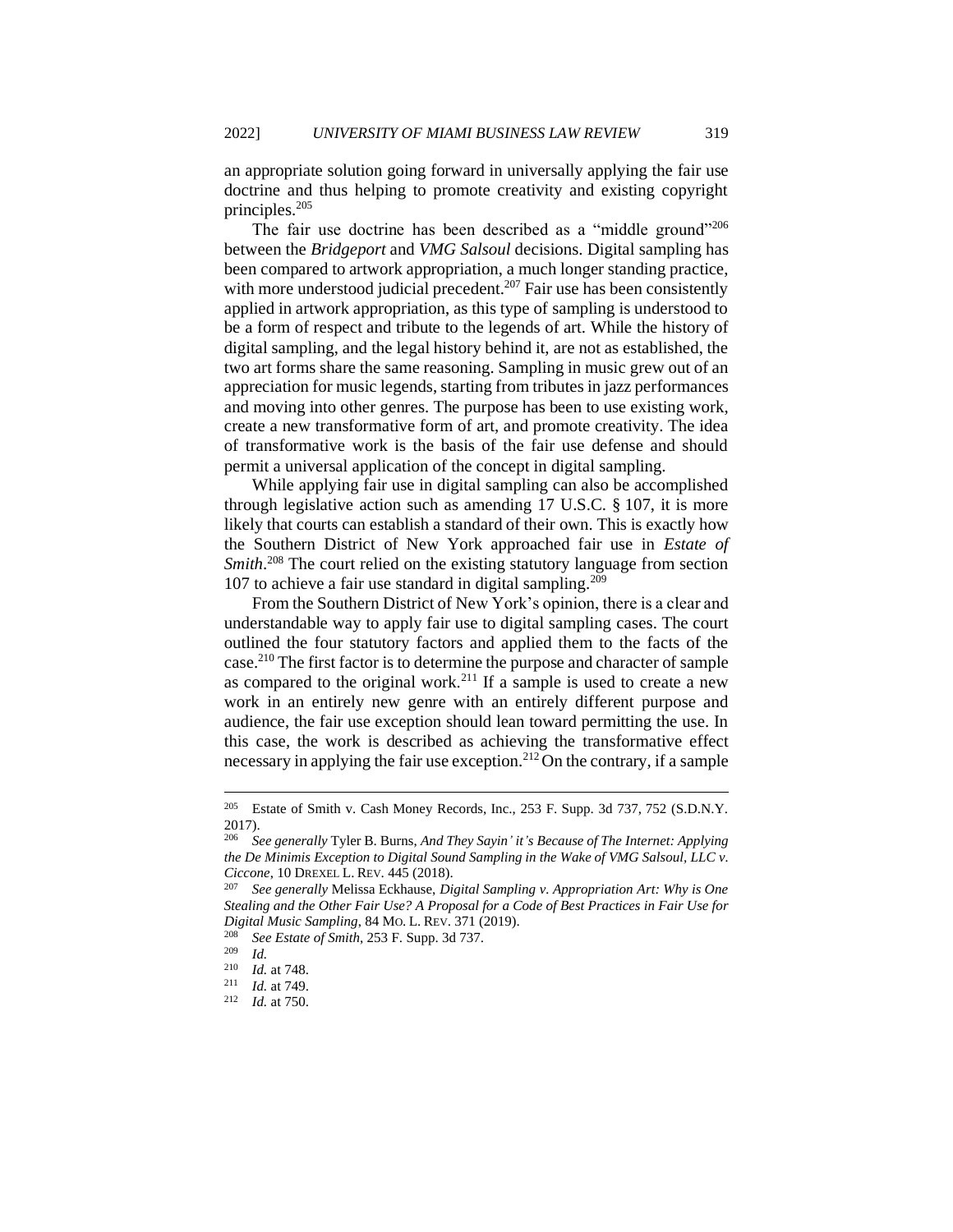an appropriate solution going forward in universally applying the fair use doctrine and thus helping to promote creativity and existing copyright principles.[205]

The fair use doctrine has been described as a "middle ground"[206] between the *Bridgeport* and *VMG Salsoul* decisions. Digital sampling has been compared to artwork appropriation, a much longer standing practice, with more understood judicial precedent.[207] Fair use has been consistently applied in artwork appropriation, as this type of sampling is understood to be a form of respect and tribute to the legends of art. While the history of digital sampling, and the legal history behind it, are not as established, the two art forms share the same reasoning. Sampling in music grew out of an appreciation for music legends, starting from tributes in jazz performances and moving into other genres. The purpose has been to use existing work, create a new transformative form of art, and promote creativity. The idea of transformative work is the basis of the fair use defense and should permit a universal application of the concept in digital sampling.

While applying fair use in digital sampling can also be accomplished through legislative action such as amending 17 U.S.C. § 107, it is more likely that courts can establish a standard of their own. This is exactly how the Southern District of New York approached fair use in *Estate of Smith*.[208] The court relied on the existing statutory language from section 107 to achieve a fair use standard in digital sampling.[209]

From the Southern District of New York's opinion, there is a clear and understandable way to apply fair use to digital sampling cases. The court outlined the four statutory factors and applied them to the facts of the case.[210] The first factor is to determine the purpose and character of sample as compared to the original work.[211] If a sample is used to create a new work in an entirely new genre with an entirely different purpose and audience, the fair use exception should lean toward permitting the use. In this case, the work is described as achieving the transformative effect necessary in applying the fair use exception.[212] On the contrary, if a sample

---

[205] Estate of Smith v. Cash Money Records, Inc., 253 F. Supp. 3d 737, 752 (S.D.N.Y. 2017).

[206] *See generally* Tyler B. Burns, *And They Sayin' it's Because of The Internet: Applying the De Minimis Exception to Digital Sound Sampling in the Wake of VMG Salsoul, LLC v. Ciccone*, 10 DREXEL L. REV. 445 (2018).

[207] *See generally* Melissa Eckhause, *Digital Sampling v. Appropriation Art: Why is One Stealing and the Other Fair Use? A Proposal for a Code of Best Practices in Fair Use for Digital Music Sampling*, 84 MO. L. REV. 371 (2019).

[208] *See Estate of Smith*, 253 F. Supp. 3d 737.

[209] *Id.*

[210] *Id.* at 748.

[211] *Id.* at 749.

[212] *Id.* at 750.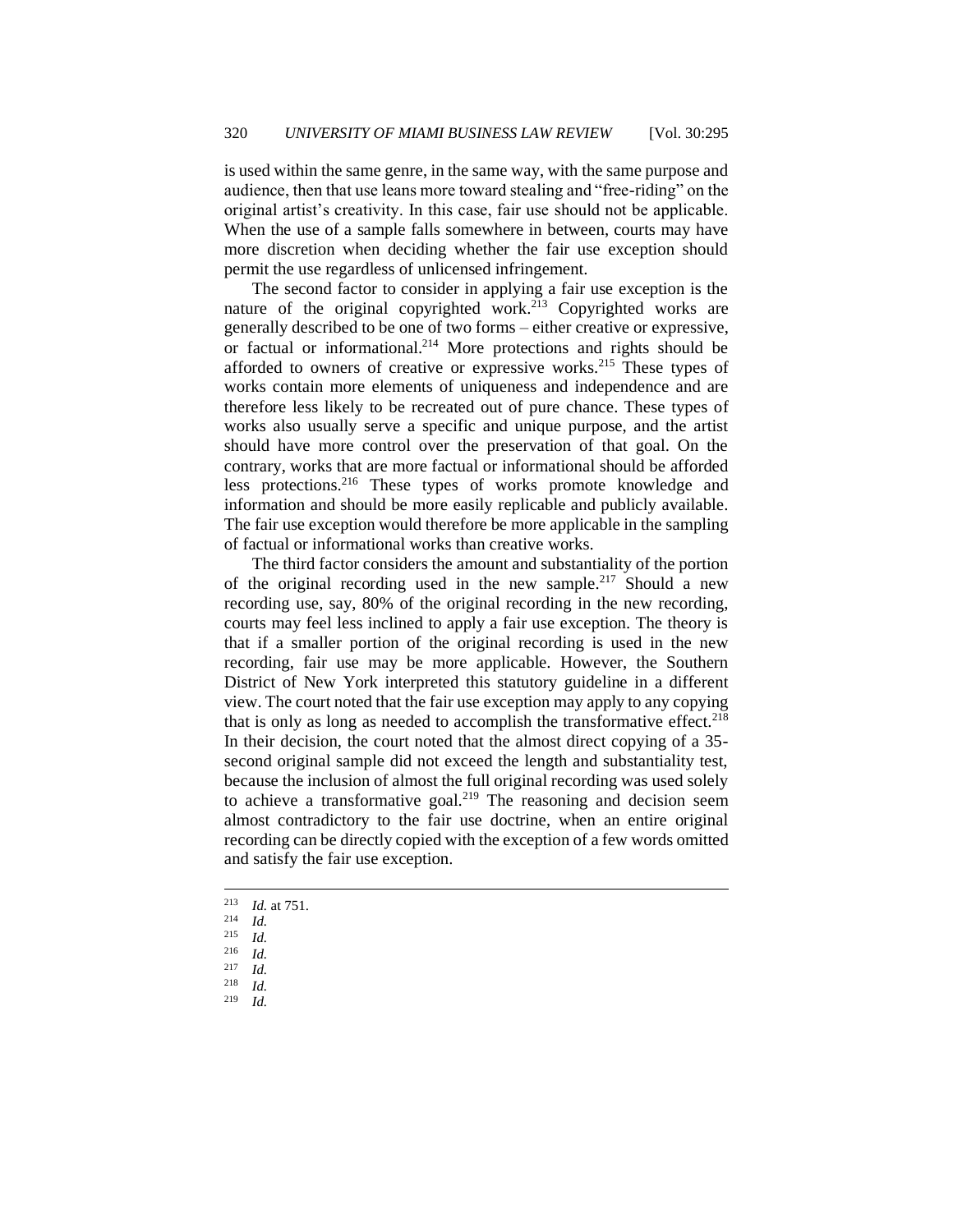is used within the same genre, in the same way, with the same purpose and audience, then that use leans more toward stealing and "free-riding" on the original artist's creativity. In this case, fair use should not be applicable. When the use of a sample falls somewhere in between, courts may have more discretion when deciding whether the fair use exception should permit the use regardless of unlicensed infringement.

The second factor to consider in applying a fair use exception is the nature of the original copyrighted work.[213] Copyrighted works are generally described to be one of two forms – either creative or expressive, or factual or informational.[214] More protections and rights should be afforded to owners of creative or expressive works.[215] These types of works contain more elements of uniqueness and independence and are therefore less likely to be recreated out of pure chance. These types of works also usually serve a specific and unique purpose, and the artist should have more control over the preservation of that goal. On the contrary, works that are more factual or informational should be afforded less protections.[216] These types of works promote knowledge and information and should be more easily replicable and publicly available. The fair use exception would therefore be more applicable in the sampling of factual or informational works than creative works.

The third factor considers the amount and substantiality of the portion of the original recording used in the new sample.[217] Should a new recording use, say, 80% of the original recording in the new recording, courts may feel less inclined to apply a fair use exception. The theory is that if a smaller portion of the original recording is used in the new recording, fair use may be more applicable. However, the Southern District of New York interpreted this statutory guideline in a different view. The court noted that the fair use exception may apply to any copying that is only as long as needed to accomplish the transformative effect.[218] In their decision, the court noted that the almost direct copying of a 35-second original sample did not exceed the length and substantiality test, because the inclusion of almost the full original recording was used solely to achieve a transformative goal.[219] The reasoning and decision seem almost contradictory to the fair use doctrine, when an entire original recording can be directly copied with the exception of a few words omitted and satisfy the fair use exception.

---

[213] *Id.* at 751.
[214] *Id.*
[215] *Id.*
[216] *Id.*
[217] *Id.*
[218] *Id.*
[219] *Id.*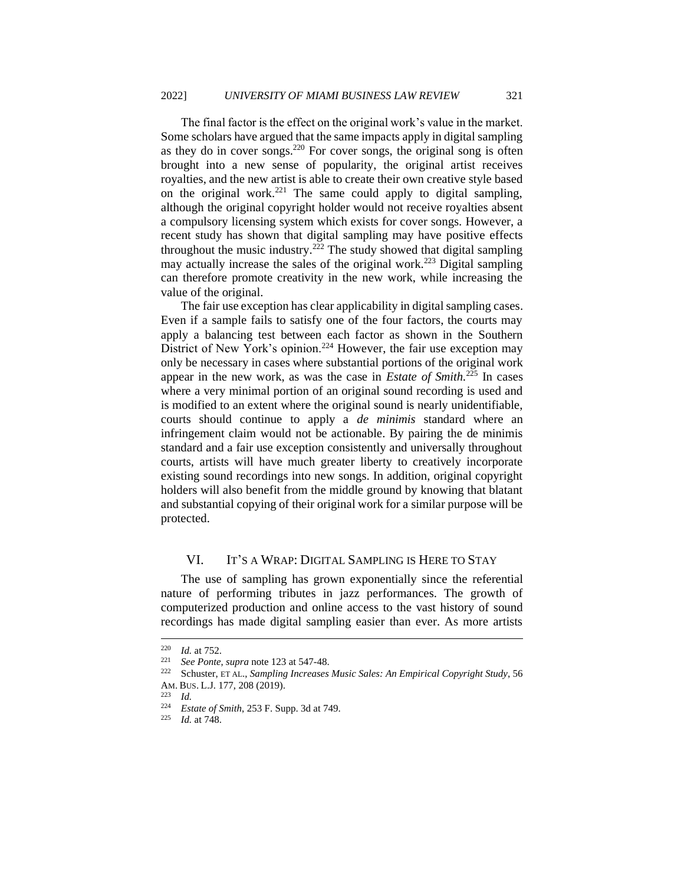The final factor is the effect on the original work's value in the market. Some scholars have argued that the same impacts apply in digital sampling as they do in cover songs.[220] For cover songs, the original song is often brought into a new sense of popularity, the original artist receives royalties, and the new artist is able to create their own creative style based on the original work.[221] The same could apply to digital sampling, although the original copyright holder would not receive royalties absent a compulsory licensing system which exists for cover songs. However, a recent study has shown that digital sampling may have positive effects throughout the music industry.[222] The study showed that digital sampling may actually increase the sales of the original work.[223] Digital sampling can therefore promote creativity in the new work, while increasing the value of the original.

The fair use exception has clear applicability in digital sampling cases. Even if a sample fails to satisfy one of the four factors, the courts may apply a balancing test between each factor as shown in the Southern District of New York's opinion.[224] However, the fair use exception may only be necessary in cases where substantial portions of the original work appear in the new work, as was the case in *Estate of Smith*.[225] In cases where a very minimal portion of an original sound recording is used and is modified to an extent where the original sound is nearly unidentifiable, courts should continue to apply a *de minimis* standard where an infringement claim would not be actionable. By pairing the de minimis standard and a fair use exception consistently and universally throughout courts, artists will have much greater liberty to creatively incorporate existing sound recordings into new songs. In addition, original copyright holders will also benefit from the middle ground by knowing that blatant and substantial copying of their original work for a similar purpose will be protected.

## VI. IT'S A WRAP: DIGITAL SAMPLING IS HERE TO STAY

The use of sampling has grown exponentially since the referential nature of performing tributes in jazz performances. The growth of computerized production and online access to the vast history of sound recordings has made digital sampling easier than ever. As more artists

---

[220] *Id.* at 752.

[221] *See Ponte*, *supra* note 123 at 547-48.

[222] Schuster, ET AL., *Sampling Increases Music Sales: An Empirical Copyright Study*, 56 AM. BUS. L.J. 177, 208 (2019).

[223] *Id.*

[224] *Estate of Smith*, 253 F. Supp. 3d at 749.

[225] *Id.* at 748.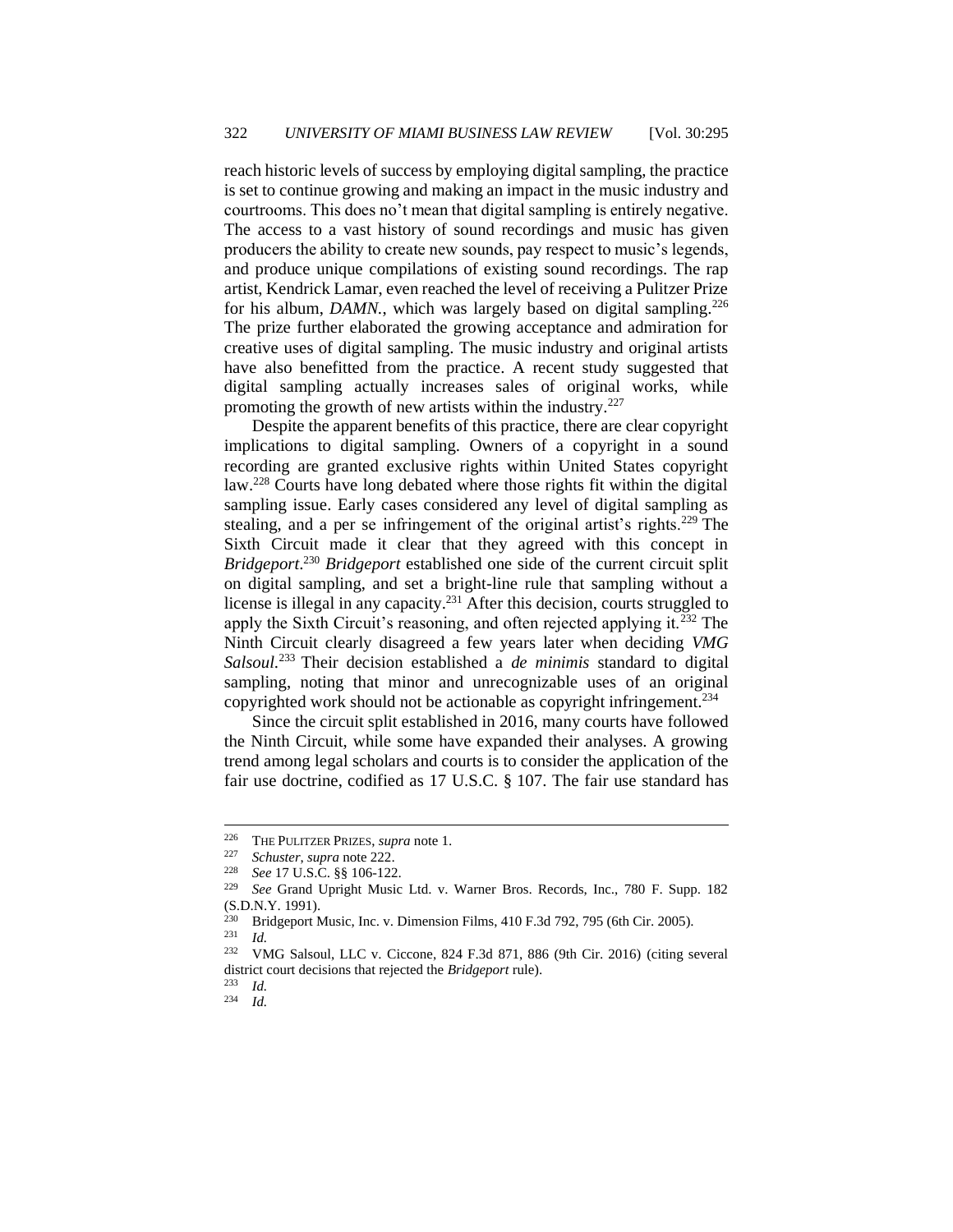reach historic levels of success by employing digital sampling, the practice is set to continue growing and making an impact in the music industry and courtrooms. This does no't mean that digital sampling is entirely negative. The access to a vast history of sound recordings and music has given producers the ability to create new sounds, pay respect to music's legends, and produce unique compilations of existing sound recordings. The rap artist, Kendrick Lamar, even reached the level of receiving a Pulitzer Prize for his album, *DAMN.*, which was largely based on digital sampling.[226] The prize further elaborated the growing acceptance and admiration for creative uses of digital sampling. The music industry and original artists have also benefitted from the practice. A recent study suggested that digital sampling actually increases sales of original works, while promoting the growth of new artists within the industry.[227]

Despite the apparent benefits of this practice, there are clear copyright implications to digital sampling. Owners of a copyright in a sound recording are granted exclusive rights within United States copyright law.[228] Courts have long debated where those rights fit within the digital sampling issue. Early cases considered any level of digital sampling as stealing, and a per se infringement of the original artist's rights.[229] The Sixth Circuit made it clear that they agreed with this concept in *Bridgeport*.[230] *Bridgeport* established one side of the current circuit split on digital sampling, and set a bright-line rule that sampling without a license is illegal in any capacity.[231] After this decision, courts struggled to apply the Sixth Circuit's reasoning, and often rejected applying it.[232] The Ninth Circuit clearly disagreed a few years later when deciding *VMG Salsoul*.[233] Their decision established a *de minimis* standard to digital sampling, noting that minor and unrecognizable uses of an original copyrighted work should not be actionable as copyright infringement.[234]

Since the circuit split established in 2016, many courts have followed the Ninth Circuit, while some have expanded their analyses. A growing trend among legal scholars and courts is to consider the application of the fair use doctrine, codified as 17 U.S.C. § 107. The fair use standard has

---

[226] THE PULITZER PRIZES, *supra* note 1.

[227] *Schuster*, *supra* note 222.

[228] *See* 17 U.S.C. §§ 106-122.

[229] *See* Grand Upright Music Ltd. v. Warner Bros. Records, Inc., 780 F. Supp. 182 (S.D.N.Y. 1991).

[230] Bridgeport Music, Inc. v. Dimension Films, 410 F.3d 792, 795 (6th Cir. 2005).

[231] *Id.*

[232] VMG Salsoul, LLC v. Ciccone, 824 F.3d 871, 886 (9th Cir. 2016) (citing several district court decisions that rejected the *Bridgeport* rule).

[233] *Id.*

[234] *Id.*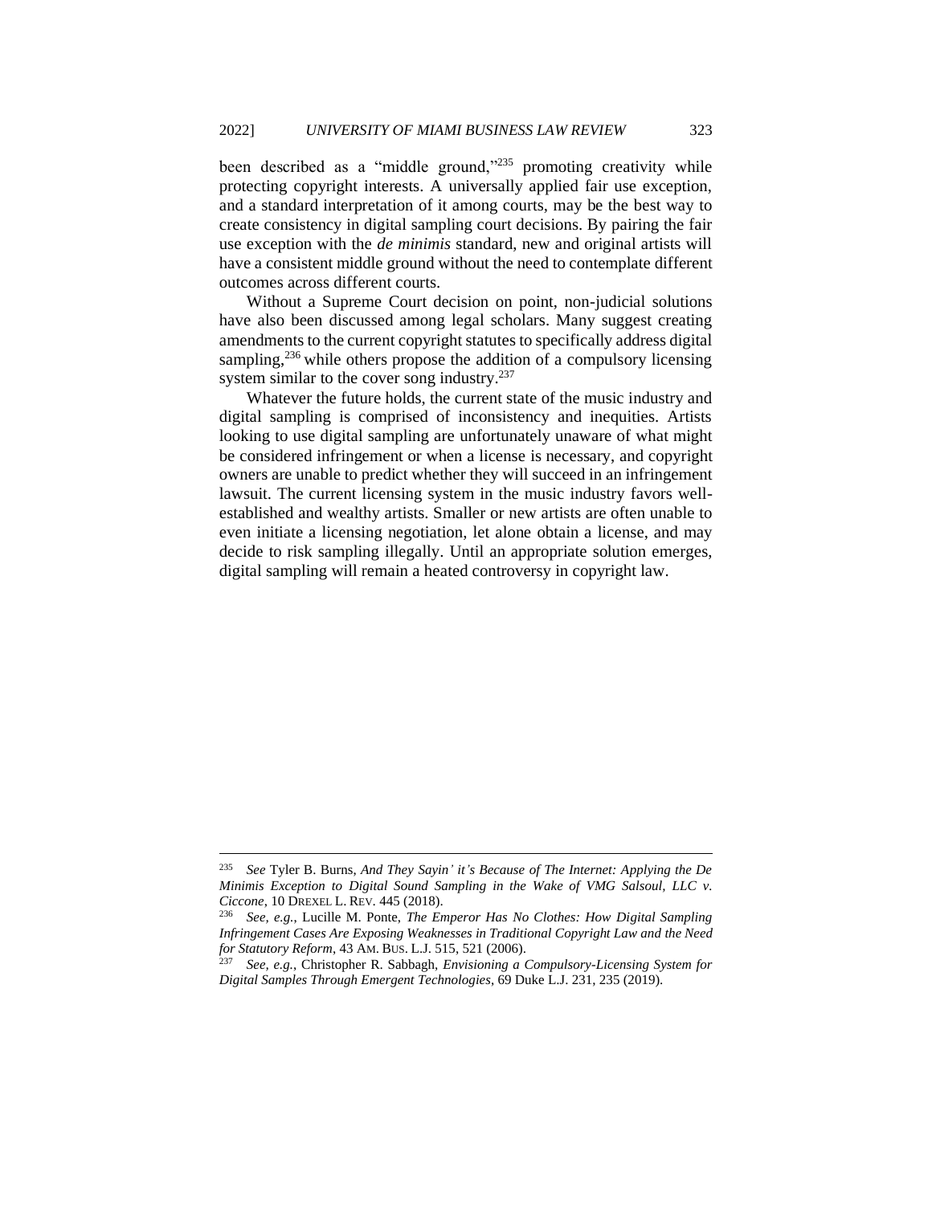been described as a "middle ground,"[235] promoting creativity while protecting copyright interests. A universally applied fair use exception, and a standard interpretation of it among courts, may be the best way to create consistency in digital sampling court decisions. By pairing the fair use exception with the *de minimis* standard, new and original artists will have a consistent middle ground without the need to contemplate different outcomes across different courts.

Without a Supreme Court decision on point, non-judicial solutions have also been discussed among legal scholars. Many suggest creating amendments to the current copyright statutes to specifically address digital sampling,[236] while others propose the addition of a compulsory licensing system similar to the cover song industry.[237]

Whatever the future holds, the current state of the music industry and digital sampling is comprised of inconsistency and inequities. Artists looking to use digital sampling are unfortunately unaware of what might be considered infringement or when a license is necessary, and copyright owners are unable to predict whether they will succeed in an infringement lawsuit. The current licensing system in the music industry favors well-established and wealthy artists. Smaller or new artists are often unable to even initiate a licensing negotiation, let alone obtain a license, and may decide to risk sampling illegally. Until an appropriate solution emerges, digital sampling will remain a heated controversy in copyright law.

---

[235] *See* Tyler B. Burns, *And They Sayin' it's Because of The Internet: Applying the De Minimis Exception to Digital Sound Sampling in the Wake of VMG Salsoul, LLC v. Ciccone*, 10 DREXEL L. REV. 445 (2018).

[236] *See, e.g.*, Lucille M. Ponte, *The Emperor Has No Clothes: How Digital Sampling Infringement Cases Are Exposing Weaknesses in Traditional Copyright Law and the Need for Statutory Reform*, 43 AM. BUS. L.J. 515, 521 (2006).

[237] *See, e.g.*, Christopher R. Sabbagh, *Envisioning a Compulsory-Licensing System for Digital Samples Through Emergent Technologies*, 69 Duke L.J. 231, 235 (2019).